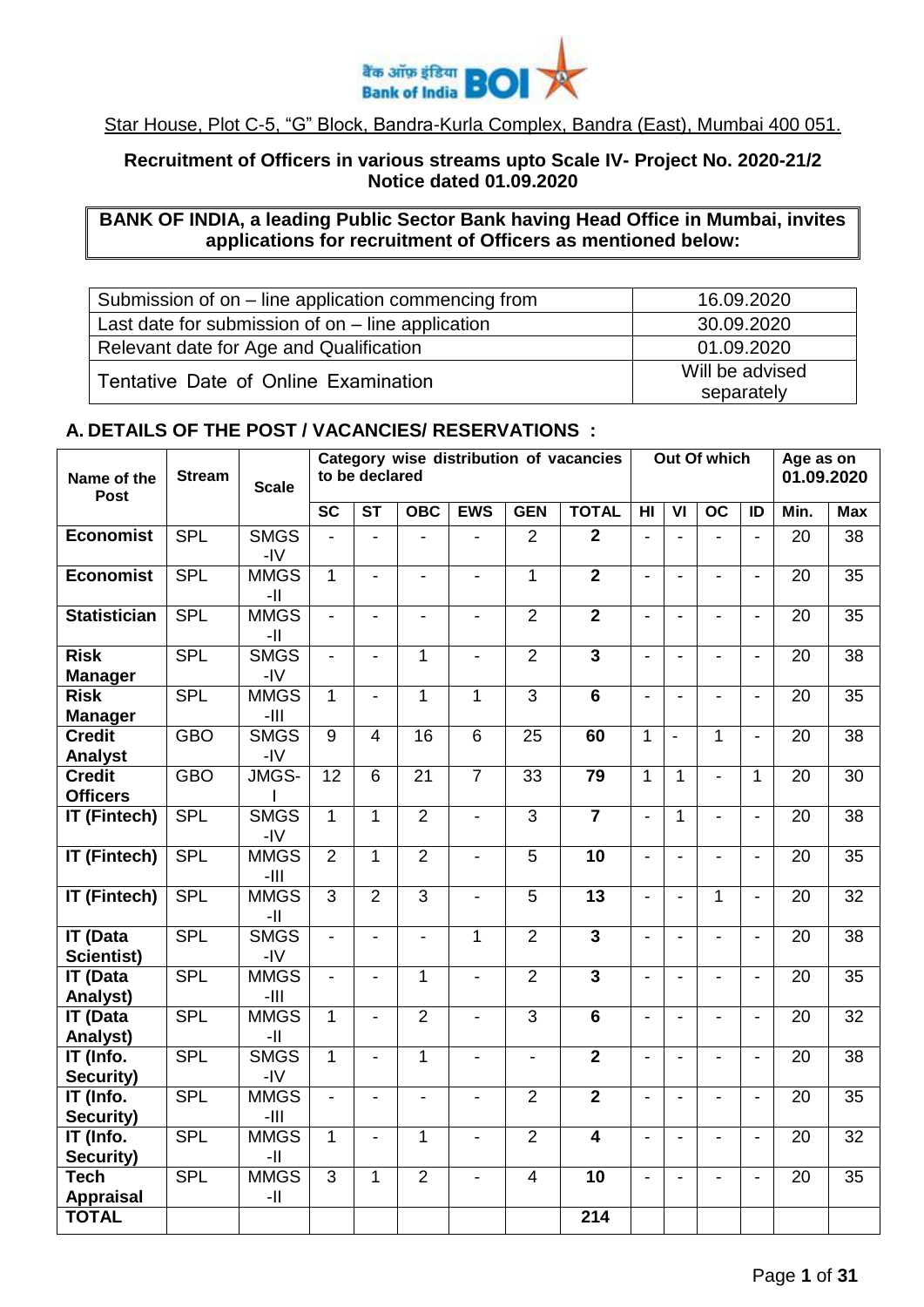बैंक ऑफ़ इंडिया Bank of India BOI

Star House, Plot C-5, "G" Block, Bandra-Kurla Complex, Bandra (East), Mumbai 400 051.

**Recruitment of Officers in various streams upto Scale IV- Project No. 2020-21/2**
**Notice dated 01.09.2020**

**BANK OF INDIA, a leading Public Sector Bank having Head Office in Mumbai, invites applications for recruitment of Officers as mentioned below:**

| | |
|---|---|
| Submission of on – line application commencing from | 16.09.2020 |
| Last date for submission of on – line application | 30.09.2020 |
| Relevant date for Age and Qualification | 01.09.2020 |
| Tentative Date of Online Examination | Will be advised separately |

## A. DETAILS OF THE POST / VACANCIES/ RESERVATIONS :

| Name of the Post | Stream | Scale | Category wise distribution of vacancies to be declared | | | | | | Out Of which | | | | Age as on 01.09.2020 | |
|---|---|---|---|---|---|---|---|---|---|---|---|---|---|---|
| | | | SC | ST | OBC | EWS | GEN | TOTAL | HI | VI | OC | ID | Min. | Max |
| **Economist** | SPL | SMGS -IV | - | - | - | - | 2 | **2** | - | - | - | - | 20 | 38 |
| **Economist** | SPL | MMGS -II | 1 | - | - | - | 1 | **2** | - | - | - | - | 20 | 35 |
| **Statistician** | SPL | MMGS -II | - | - | - | - | 2 | **2** | - | - | - | - | 20 | 35 |
| **Risk Manager** | SPL | SMGS -IV | - | - | 1 | - | 2 | **3** | - | - | - | - | 20 | 38 |
| **Risk Manager** | SPL | MMGS -III | 1 | - | 1 | 1 | 3 | **6** | - | - | - | - | 20 | 35 |
| **Credit Analyst** | GBO | SMGS -IV | 9 | 4 | 16 | 6 | 25 | **60** | 1 | - | 1 | - | 20 | 38 |
| **Credit Officers** | GBO | JMGS-I | 12 | 6 | 21 | 7 | 33 | **79** | 1 | 1 | - | 1 | 20 | 30 |
| **IT (Fintech)** | SPL | SMGS -IV | 1 | 1 | 2 | - | 3 | **7** | - | 1 | - | - | 20 | 38 |
| **IT (Fintech)** | SPL | MMGS -III | 2 | 1 | 2 | - | 5 | **10** | - | - | - | - | 20 | 35 |
| **IT (Fintech)** | SPL | MMGS -II | 3 | 2 | 3 | - | 5 | **13** | - | - | 1 | - | 20 | 32 |
| **IT (Data Scientist)** | SPL | SMGS -IV | - | - | - | 1 | 2 | **3** | - | - | - | - | 20 | 38 |
| **IT (Data Analyst)** | SPL | MMGS -III | - | - | 1 | - | 2 | **3** | - | - | - | - | 20 | 35 |
| **IT (Data Analyst)** | SPL | MMGS -II | 1 | - | 2 | - | 3 | **6** | - | - | - | - | 20 | 32 |
| **IT (Info. Security)** | SPL | SMGS -IV | 1 | - | 1 | - | - | **2** | - | - | - | - | 20 | 38 |
| **IT (Info. Security)** | SPL | MMGS -III | - | - | - | - | 2 | **2** | - | - | - | - | 20 | 35 |
| **IT (Info. Security)** | SPL | MMGS -II | 1 | - | 1 | - | 2 | **4** | - | - | - | - | 20 | 32 |
| **Tech Appraisal** | SPL | MMGS -II | 3 | 1 | 2 | - | 4 | **10** | - | - | - | - | 20 | 35 |
| **TOTAL** | | | | | | | | **214** | | | | | | |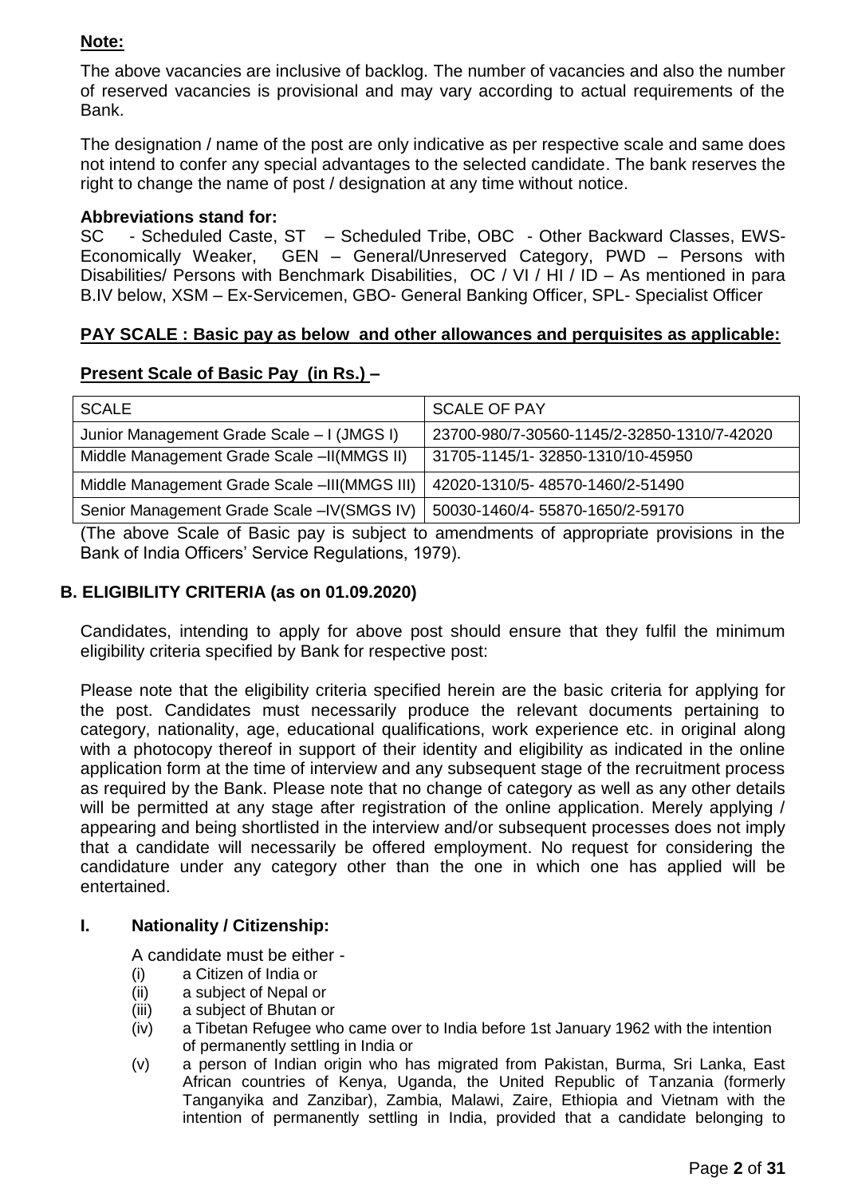**Note:**

The above vacancies are inclusive of backlog. The number of vacancies and also the number of reserved vacancies is provisional and may vary according to actual requirements of the Bank.

The designation / name of the post are only indicative as per respective scale and same does not intend to confer any special advantages to the selected candidate. The bank reserves the right to change the name of post / designation at any time without notice.

**Abbreviations stand for:**
SC - Scheduled Caste, ST – Scheduled Tribe, OBC - Other Backward Classes, EWS- Economically Weaker, GEN – General/Unreserved Category, PWD – Persons with Disabilities/ Persons with Benchmark Disabilities, OC / VI / HI / ID – As mentioned in para B.IV below, XSM – Ex-Servicemen, GBO- General Banking Officer, SPL- Specialist Officer

**PAY SCALE : Basic pay as below and other allowances and perquisites as applicable:**

**Present Scale of Basic Pay (in Rs.) –**

| SCALE | SCALE OF PAY |
|---|---|
| Junior Management Grade Scale – I (JMGS I) | 23700-980/7-30560-1145/2-32850-1310/7-42020 |
| Middle Management Grade Scale –II(MMGS II) | 31705-1145/1- 32850-1310/10-45950 |
| Middle Management Grade Scale –III(MMGS III) | 42020-1310/5- 48570-1460/2-51490 |
| Senior Management Grade Scale –IV(SMGS IV) | 50030-1460/4- 55870-1650/2-59170 |

(The above Scale of Basic pay is subject to amendments of appropriate provisions in the Bank of India Officers' Service Regulations, 1979).

## B. ELIGIBILITY CRITERIA (as on 01.09.2020)

Candidates, intending to apply for above post should ensure that they fulfil the minimum eligibility criteria specified by Bank for respective post:

Please note that the eligibility criteria specified herein are the basic criteria for applying for the post. Candidates must necessarily produce the relevant documents pertaining to category, nationality, age, educational qualifications, work experience etc. in original along with a photocopy thereof in support of their identity and eligibility as indicated in the online application form at the time of interview and any subsequent stage of the recruitment process as required by the Bank. Please note that no change of category as well as any other details will be permitted at any stage after registration of the online application. Merely applying / appearing and being shortlisted in the interview and/or subsequent processes does not imply that a candidate will necessarily be offered employment. No request for considering the candidature under any category other than the one in which one has applied will be entertained.

### I. Nationality / Citizenship:

A candidate must be either -

(i) a Citizen of India or
(ii) a subject of Nepal or
(iii) a subject of Bhutan or
(iv) a Tibetan Refugee who came over to India before 1st January 1962 with the intention of permanently settling in India or
(v) a person of Indian origin who has migrated from Pakistan, Burma, Sri Lanka, East African countries of Kenya, Uganda, the United Republic of Tanzania (formerly Tanganyika and Zanzibar), Zambia, Malawi, Zaire, Ethiopia and Vietnam with the intention of permanently settling in India, provided that a candidate belonging to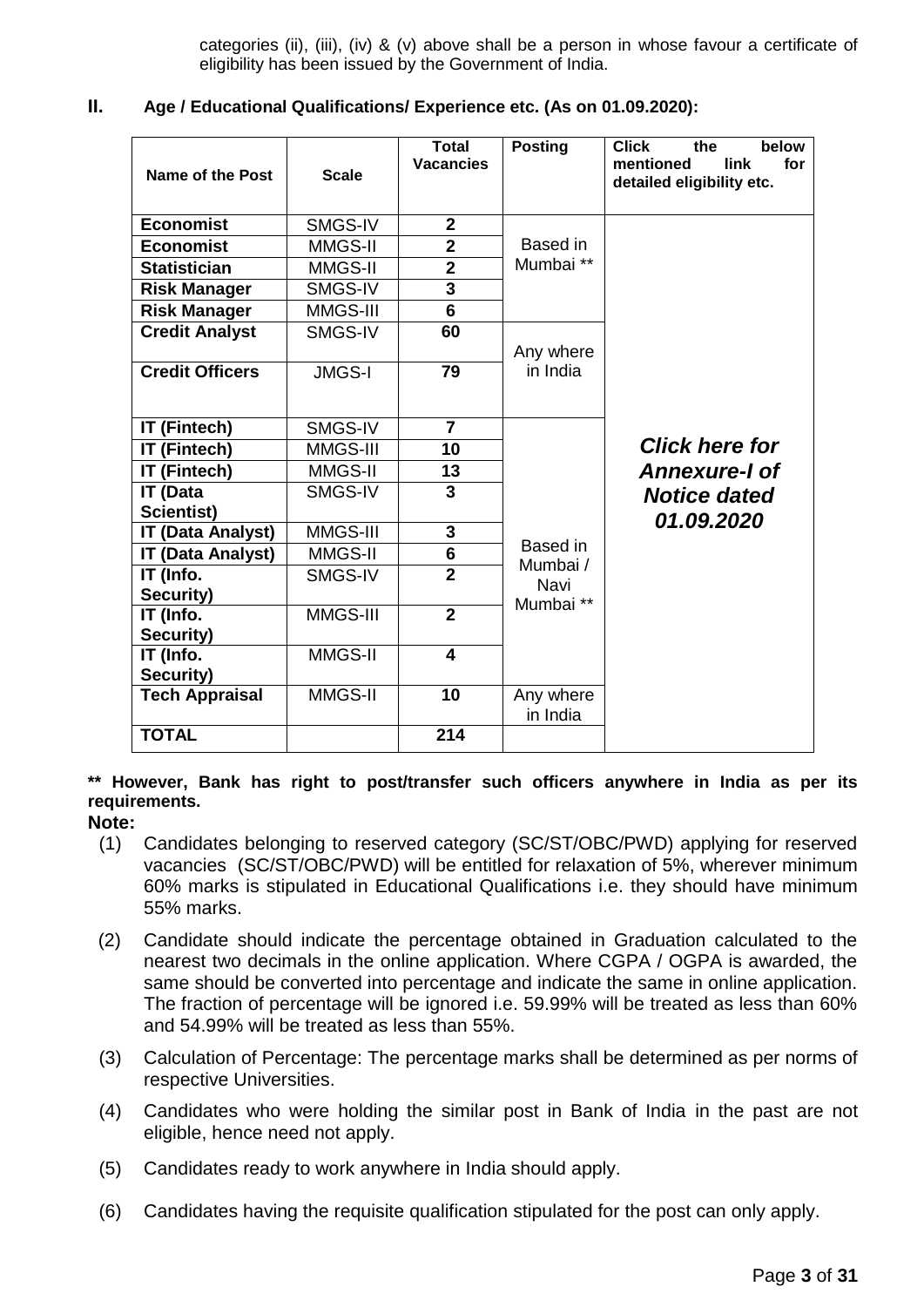categories (ii), (iii), (iv) & (v) above shall be a person in whose favour a certificate of eligibility has been issued by the Government of India.

## II. Age / Educational Qualifications/ Experience etc. (As on 01.09.2020):

| Name of the Post | Scale | Total Vacancies | Posting | Click the below mentioned link for detailed eligibility etc. |
|---|---|---|---|---|
| **Economist** | SMGS-IV | **2** | Based in Mumbai ** | ***Click here for Annexure-I of Notice dated 01.09.2020*** |
| **Economist** | MMGS-II | **2** | | |
| **Statistician** | MMGS-II | **2** | | |
| **Risk Manager** | SMGS-IV | **3** | | |
| **Risk Manager** | MMGS-III | **6** | | |
| **Credit Analyst** | SMGS-IV | **60** | Any where in India | |
| **Credit Officers** | JMGS-I | **79** | | |
| **IT (Fintech)** | SMGS-IV | **7** | Based in Mumbai / Navi Mumbai ** | |
| **IT (Fintech)** | MMGS-III | **10** | | |
| **IT (Fintech)** | MMGS-II | **13** | | |
| **IT (Data Scientist)** | SMGS-IV | **3** | | |
| **IT (Data Analyst)** | MMGS-III | **3** | | |
| **IT (Data Analyst)** | MMGS-II | **6** | | |
| **IT (Info. Security)** | SMGS-IV | **2** | | |
| **IT (Info. Security)** | MMGS-III | **2** | | |
| **IT (Info. Security)** | MMGS-II | **4** | | |
| **Tech Appraisal** | MMGS-II | **10** | Any where in India | |
| **TOTAL** | | **214** | | |

**** However, Bank has right to post/transfer such officers anywhere in India as per its requirements.**

**Note:**

(1) Candidates belonging to reserved category (SC/ST/OBC/PWD) applying for reserved vacancies (SC/ST/OBC/PWD) will be entitled for relaxation of 5%, wherever minimum 60% marks is stipulated in Educational Qualifications i.e. they should have minimum 55% marks.

(2) Candidate should indicate the percentage obtained in Graduation calculated to the nearest two decimals in the online application. Where CGPA / OGPA is awarded, the same should be converted into percentage and indicate the same in online application. The fraction of percentage will be ignored i.e. 59.99% will be treated as less than 60% and 54.99% will be treated as less than 55%.

(3) Calculation of Percentage: The percentage marks shall be determined as per norms of respective Universities.

(4) Candidates who were holding the similar post in Bank of India in the past are not eligible, hence need not apply.

(5) Candidates ready to work anywhere in India should apply.

(6) Candidates having the requisite qualification stipulated for the post can only apply.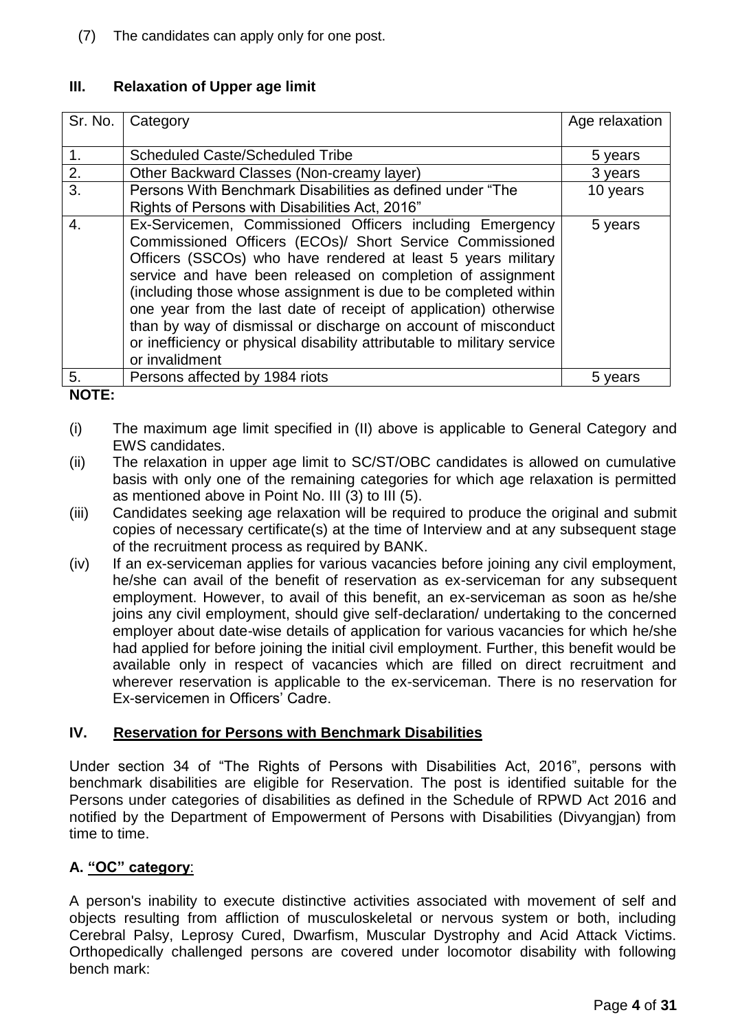(7) The candidates can apply only for one post.

### III. Relaxation of Upper age limit

| Sr. No. | Category | Age relaxation |
|---|---|---|
| 1. | Scheduled Caste/Scheduled Tribe | 5 years |
| 2. | Other Backward Classes (Non-creamy layer) | 3 years |
| 3. | Persons With Benchmark Disabilities as defined under "The Rights of Persons with Disabilities Act, 2016" | 10 years |
| 4. | Ex-Servicemen, Commissioned Officers including Emergency Commissioned Officers (ECOs)/ Short Service Commissioned Officers (SSCOs) who have rendered at least 5 years military service and have been released on completion of assignment (including those whose assignment is due to be completed within one year from the last date of receipt of application) otherwise than by way of dismissal or discharge on account of misconduct or inefficiency or physical disability attributable to military service or invalidment | 5 years |
| 5. | Persons affected by 1984 riots | 5 years |

**NOTE:**

(i) The maximum age limit specified in (II) above is applicable to General Category and EWS candidates.

(ii) The relaxation in upper age limit to SC/ST/OBC candidates is allowed on cumulative basis with only one of the remaining categories for which age relaxation is permitted as mentioned above in Point No. III (3) to III (5).

(iii) Candidates seeking age relaxation will be required to produce the original and submit copies of necessary certificate(s) at the time of Interview and at any subsequent stage of the recruitment process as required by BANK.

(iv) If an ex-serviceman applies for various vacancies before joining any civil employment, he/she can avail of the benefit of reservation as ex-serviceman for any subsequent employment. However, to avail of this benefit, an ex-serviceman as soon as he/she joins any civil employment, should give self-declaration/ undertaking to the concerned employer about date-wise details of application for various vacancies for which he/she had applied for before joining the initial civil employment. Further, this benefit would be available only in respect of vacancies which are filled on direct recruitment and wherever reservation is applicable to the ex-serviceman. There is no reservation for Ex-servicemen in Officers' Cadre.

### IV. Reservation for Persons with Benchmark Disabilities

Under section 34 of "The Rights of Persons with Disabilities Act, 2016", persons with benchmark disabilities are eligible for Reservation. The post is identified suitable for the Persons under categories of disabilities as defined in the Schedule of RPWD Act 2016 and notified by the Department of Empowerment of Persons with Disabilities (Divyangjan) from time to time.

**A. "OC" category**:

A person's inability to execute distinctive activities associated with movement of self and objects resulting from affliction of musculoskeletal or nervous system or both, including Cerebral Palsy, Leprosy Cured, Dwarfism, Muscular Dystrophy and Acid Attack Victims. Orthopedically challenged persons are covered under locomotor disability with following bench mark: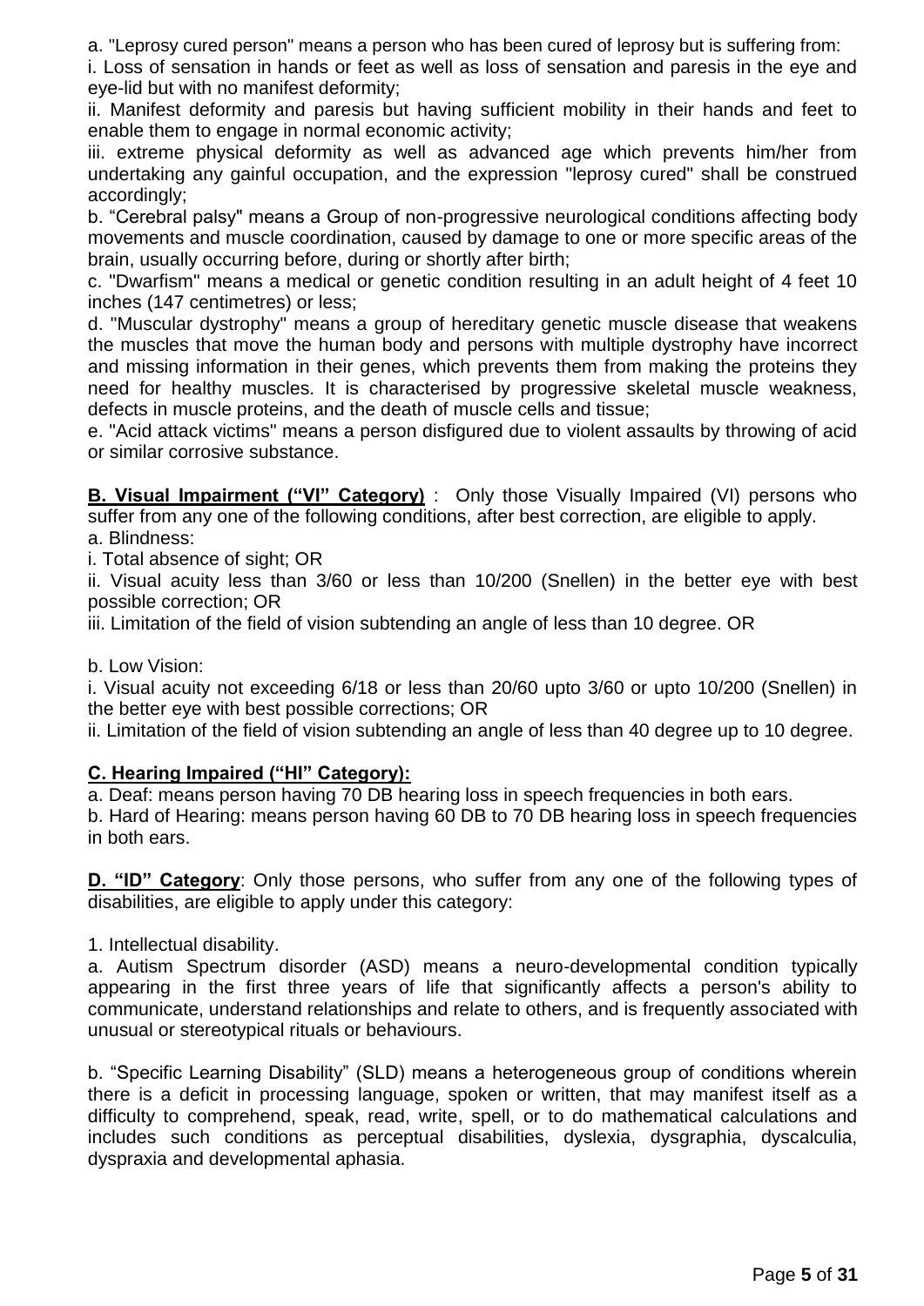a. "Leprosy cured person" means a person who has been cured of leprosy but is suffering from:

i. Loss of sensation in hands or feet as well as loss of sensation and paresis in the eye and eye-lid but with no manifest deformity;

ii. Manifest deformity and paresis but having sufficient mobility in their hands and feet to enable them to engage in normal economic activity;

iii. extreme physical deformity as well as advanced age which prevents him/her from undertaking any gainful occupation, and the expression "leprosy cured" shall be construed accordingly;

b. "Cerebral palsy" means a Group of non-progressive neurological conditions affecting body movements and muscle coordination, caused by damage to one or more specific areas of the brain, usually occurring before, during or shortly after birth;

c. "Dwarfism" means a medical or genetic condition resulting in an adult height of 4 feet 10 inches (147 centimetres) or less;

d. "Muscular dystrophy" means a group of hereditary genetic muscle disease that weakens the muscles that move the human body and persons with multiple dystrophy have incorrect and missing information in their genes, which prevents them from making the proteins they need for healthy muscles. It is characterised by progressive skeletal muscle weakness, defects in muscle proteins, and the death of muscle cells and tissue;

e. "Acid attack victims" means a person disfigured due to violent assaults by throwing of acid or similar corrosive substance.

**B. Visual Impairment ("VI" Category)** : Only those Visually Impaired (VI) persons who suffer from any one of the following conditions, after best correction, are eligible to apply.

a. Blindness:

i. Total absence of sight; OR

ii. Visual acuity less than 3/60 or less than 10/200 (Snellen) in the better eye with best possible correction; OR

iii. Limitation of the field of vision subtending an angle of less than 10 degree. OR

b. Low Vision:

i. Visual acuity not exceeding 6/18 or less than 20/60 upto 3/60 or upto 10/200 (Snellen) in the better eye with best possible corrections; OR

ii. Limitation of the field of vision subtending an angle of less than 40 degree up to 10 degree.

**C. Hearing Impaired ("HI" Category):**

a. Deaf: means person having 70 DB hearing loss in speech frequencies in both ears.

b. Hard of Hearing: means person having 60 DB to 70 DB hearing loss in speech frequencies in both ears.

**D. "ID" Category**: Only those persons, who suffer from any one of the following types of disabilities, are eligible to apply under this category:

1. Intellectual disability.

a. Autism Spectrum disorder (ASD) means a neuro-developmental condition typically appearing in the first three years of life that significantly affects a person's ability to communicate, understand relationships and relate to others, and is frequently associated with unusual or stereotypical rituals or behaviours.

b. "Specific Learning Disability" (SLD) means a heterogeneous group of conditions wherein there is a deficit in processing language, spoken or written, that may manifest itself as a difficulty to comprehend, speak, read, write, spell, or to do mathematical calculations and includes such conditions as perceptual disabilities, dyslexia, dysgraphia, dyscalculia, dyspraxia and developmental aphasia.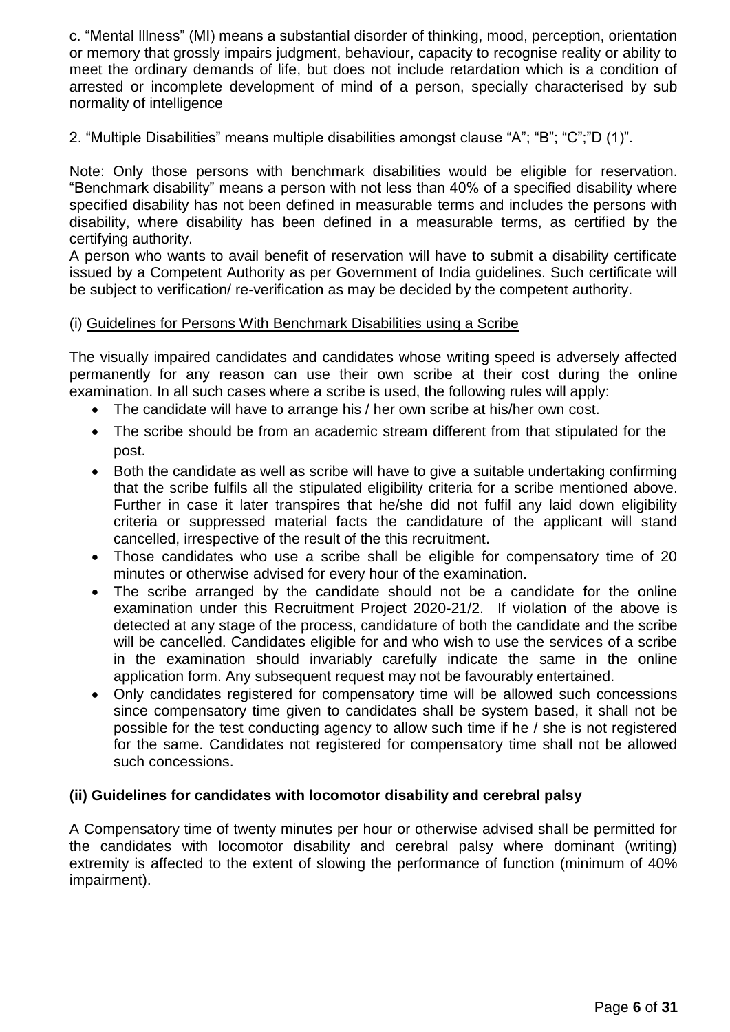c. “Mental Illness” (MI) means a substantial disorder of thinking, mood, perception, orientation or memory that grossly impairs judgment, behaviour, capacity to recognise reality or ability to meet the ordinary demands of life, but does not include retardation which is a condition of arrested or incomplete development of mind of a person, specially characterised by sub normality of intelligence

2. “Multiple Disabilities” means multiple disabilities amongst clause “A”; “B”; “C”;”D (1)”.

Note: Only those persons with benchmark disabilities would be eligible for reservation. “Benchmark disability” means a person with not less than 40% of a specified disability where specified disability has not been defined in measurable terms and includes the persons with disability, where disability has been defined in a measurable terms, as certified by the certifying authority.

A person who wants to avail benefit of reservation will have to submit a disability certificate issued by a Competent Authority as per Government of India guidelines. Such certificate will be subject to verification/ re-verification as may be decided by the competent authority.

(i) Guidelines for Persons With Benchmark Disabilities using a Scribe

The visually impaired candidates and candidates whose writing speed is adversely affected permanently for any reason can use their own scribe at their cost during the online examination. In all such cases where a scribe is used, the following rules will apply:

- The candidate will have to arrange his / her own scribe at his/her own cost.
- The scribe should be from an academic stream different from that stipulated for the post.
- Both the candidate as well as scribe will have to give a suitable undertaking confirming that the scribe fulfils all the stipulated eligibility criteria for a scribe mentioned above. Further in case it later transpires that he/she did not fulfil any laid down eligibility criteria or suppressed material facts the candidature of the applicant will stand cancelled, irrespective of the result of the this recruitment.
- Those candidates who use a scribe shall be eligible for compensatory time of 20 minutes or otherwise advised for every hour of the examination.
- The scribe arranged by the candidate should not be a candidate for the online examination under this Recruitment Project 2020-21/2. If violation of the above is detected at any stage of the process, candidature of both the candidate and the scribe will be cancelled. Candidates eligible for and who wish to use the services of a scribe in the examination should invariably carefully indicate the same in the online application form. Any subsequent request may not be favourably entertained.
- Only candidates registered for compensatory time will be allowed such concessions since compensatory time given to candidates shall be system based, it shall not be possible for the test conducting agency to allow such time if he / she is not registered for the same. Candidates not registered for compensatory time shall not be allowed such concessions.

**(ii) Guidelines for candidates with locomotor disability and cerebral palsy**

A Compensatory time of twenty minutes per hour or otherwise advised shall be permitted for the candidates with locomotor disability and cerebral palsy where dominant (writing) extremity is affected to the extent of slowing the performance of function (minimum of 40% impairment).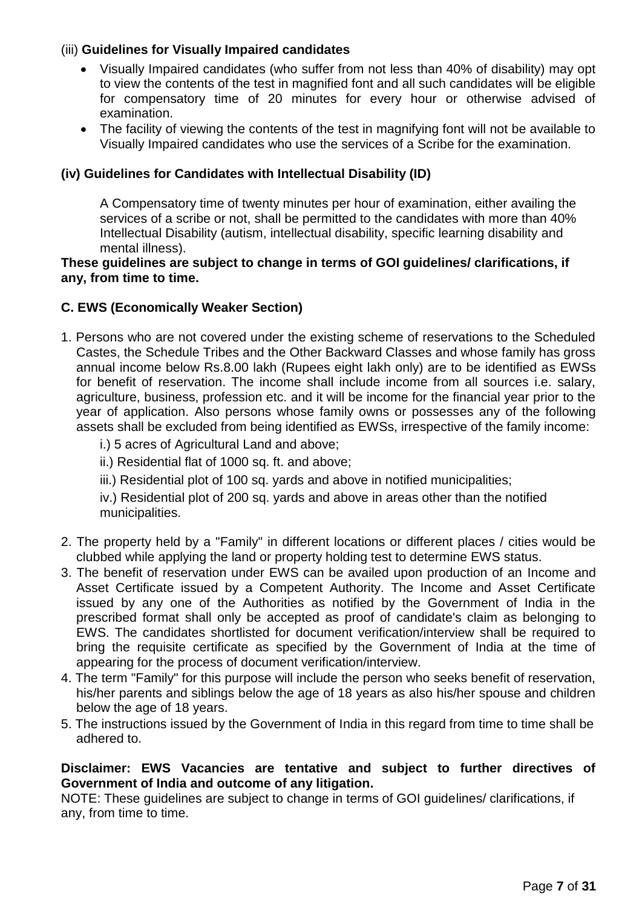(iii) **Guidelines for Visually Impaired candidates**

- Visually Impaired candidates (who suffer from not less than 40% of disability) may opt to view the contents of the test in magnified font and all such candidates will be eligible for compensatory time of 20 minutes for every hour or otherwise advised of examination.
- The facility of viewing the contents of the test in magnifying font will not be available to Visually Impaired candidates who use the services of a Scribe for the examination.

**(iv) Guidelines for Candidates with Intellectual Disability (ID)**

A Compensatory time of twenty minutes per hour of examination, either availing the services of a scribe or not, shall be permitted to the candidates with more than 40% Intellectual Disability (autism, intellectual disability, specific learning disability and mental illness).

**These guidelines are subject to change in terms of GOI guidelines/ clarifications, if any, from time to time.**

**C. EWS (Economically Weaker Section)**

1. Persons who are not covered under the existing scheme of reservations to the Scheduled Castes, the Schedule Tribes and the Other Backward Classes and whose family has gross annual income below Rs.8.00 lakh (Rupees eight lakh only) are to be identified as EWSs for benefit of reservation. The income shall include income from all sources i.e. salary, agriculture, business, profession etc. and it will be income for the financial year prior to the year of application. Also persons whose family owns or possesses any of the following assets shall be excluded from being identified as EWSs, irrespective of the family income:
   - i.) 5 acres of Agricultural Land and above;
   - ii.) Residential flat of 1000 sq. ft. and above;
   - iii.) Residential plot of 100 sq. yards and above in notified municipalities;
   - iv.) Residential plot of 200 sq. yards and above in areas other than the notified municipalities.
2. The property held by a "Family" in different locations or different places / cities would be clubbed while applying the land or property holding test to determine EWS status.
3. The benefit of reservation under EWS can be availed upon production of an Income and Asset Certificate issued by a Competent Authority. The Income and Asset Certificate issued by any one of the Authorities as notified by the Government of India in the prescribed format shall only be accepted as proof of candidate's claim as belonging to EWS. The candidates shortlisted for document verification/interview shall be required to bring the requisite certificate as specified by the Government of India at the time of appearing for the process of document verification/interview.
4. The term "Family" for this purpose will include the person who seeks benefit of reservation, his/her parents and siblings below the age of 18 years as also his/her spouse and children below the age of 18 years.
5. The instructions issued by the Government of India in this regard from time to time shall be adhered to.

**Disclaimer: EWS Vacancies are tentative and subject to further directives of Government of India and outcome of any litigation.**

NOTE: These guidelines are subject to change in terms of GOI guidelines/ clarifications, if any, from time to time.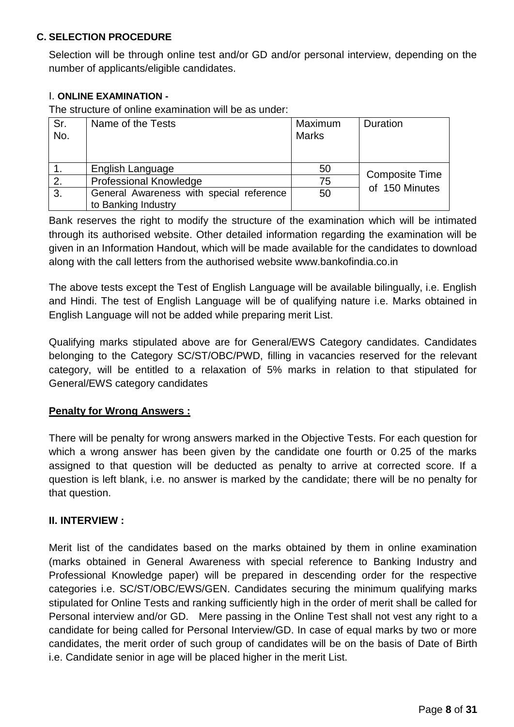### C. SELECTION PROCEDURE

Selection will be through online test and/or GD and/or personal interview, depending on the number of applicants/eligible candidates.

#### I. ONLINE EXAMINATION -

The structure of online examination will be as under:

| Sr. No. | Name of the Tests | Maximum Marks | Duration |
|---|---|---|---|
| 1. | English Language | 50 | Composite Time of 150 Minutes |
| 2. | Professional Knowledge | 75 | |
| 3. | General Awareness with special reference to Banking Industry | 50 | |

Bank reserves the right to modify the structure of the examination which will be intimated through its authorised website. Other detailed information regarding the examination will be given in an Information Handout, which will be made available for the candidates to download along with the call letters from the authorised website www.bankofindia.co.in

The above tests except the Test of English Language will be available bilingually, i.e. English and Hindi. The test of English Language will be of qualifying nature i.e. Marks obtained in English Language will not be added while preparing merit List.

Qualifying marks stipulated above are for General/EWS Category candidates. Candidates belonging to the Category SC/ST/OBC/PWD, filling in vacancies reserved for the relevant category, will be entitled to a relaxation of 5% marks in relation to that stipulated for General/EWS category candidates

**Penalty for Wrong Answers :**

There will be penalty for wrong answers marked in the Objective Tests. For each question for which a wrong answer has been given by the candidate one fourth or 0.25 of the marks assigned to that question will be deducted as penalty to arrive at corrected score. If a question is left blank, i.e. no answer is marked by the candidate; there will be no penalty for that question.

#### II. INTERVIEW :

Merit list of the candidates based on the marks obtained by them in online examination (marks obtained in General Awareness with special reference to Banking Industry and Professional Knowledge paper) will be prepared in descending order for the respective categories i.e. SC/ST/OBC/EWS/GEN. Candidates securing the minimum qualifying marks stipulated for Online Tests and ranking sufficiently high in the order of merit shall be called for Personal interview and/or GD. Mere passing in the Online Test shall not vest any right to a candidate for being called for Personal Interview/GD. In case of equal marks by two or more candidates, the merit order of such group of candidates will be on the basis of Date of Birth i.e. Candidate senior in age will be placed higher in the merit List.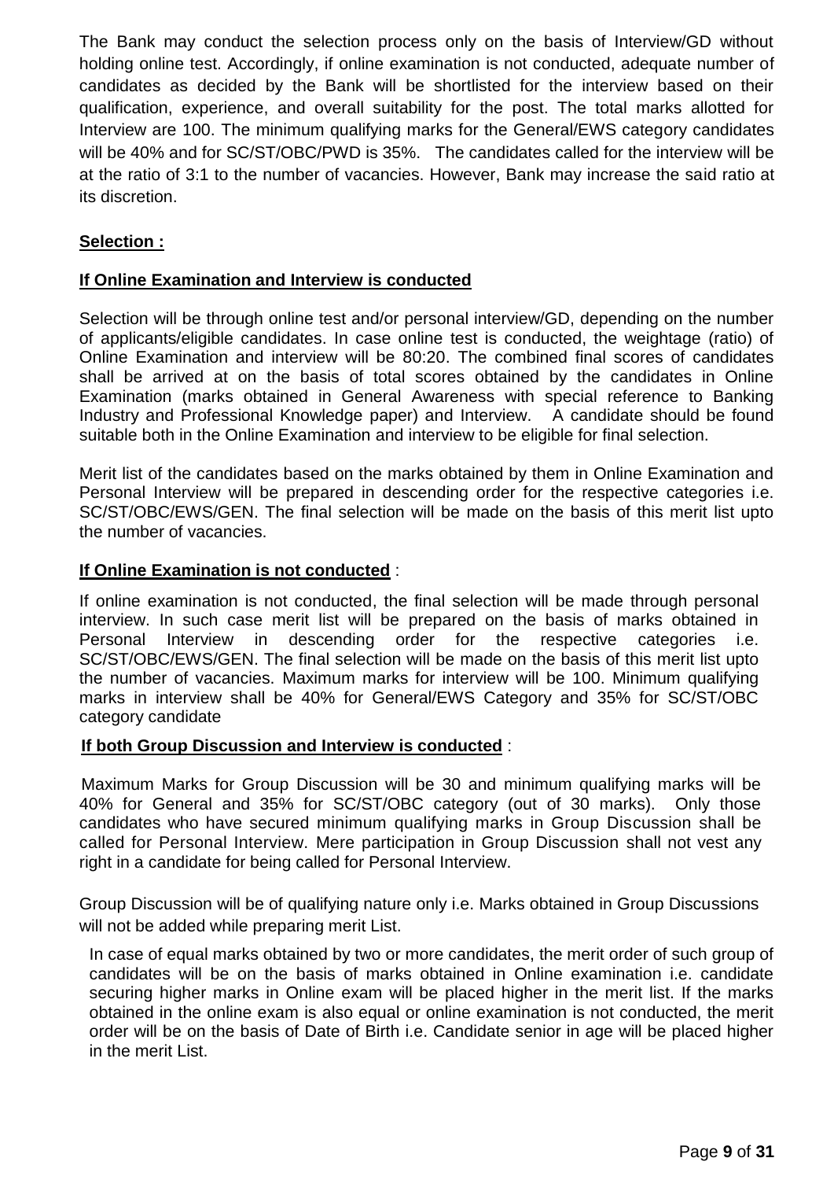The Bank may conduct the selection process only on the basis of Interview/GD without holding online test. Accordingly, if online examination is not conducted, adequate number of candidates as decided by the Bank will be shortlisted for the interview based on their qualification, experience, and overall suitability for the post. The total marks allotted for Interview are 100. The minimum qualifying marks for the General/EWS category candidates will be 40% and for SC/ST/OBC/PWD is 35%. The candidates called for the interview will be at the ratio of 3:1 to the number of vacancies. However, Bank may increase the said ratio at its discretion.

**Selection :**

**If Online Examination and Interview is conducted**

Selection will be through online test and/or personal interview/GD, depending on the number of applicants/eligible candidates. In case online test is conducted, the weightage (ratio) of Online Examination and interview will be 80:20. The combined final scores of candidates shall be arrived at on the basis of total scores obtained by the candidates in Online Examination (marks obtained in General Awareness with special reference to Banking Industry and Professional Knowledge paper) and Interview. A candidate should be found suitable both in the Online Examination and interview to be eligible for final selection.

Merit list of the candidates based on the marks obtained by them in Online Examination and Personal Interview will be prepared in descending order for the respective categories i.e. SC/ST/OBC/EWS/GEN. The final selection will be made on the basis of this merit list upto the number of vacancies.

**If Online Examination is not conducted** :

If online examination is not conducted, the final selection will be made through personal interview. In such case merit list will be prepared on the basis of marks obtained in Personal Interview in descending order for the respective categories i.e. SC/ST/OBC/EWS/GEN. The final selection will be made on the basis of this merit list upto the number of vacancies. Maximum marks for interview will be 100. Minimum qualifying marks in interview shall be 40% for General/EWS Category and 35% for SC/ST/OBC category candidate

**If both Group Discussion and Interview is conducted** :

Maximum Marks for Group Discussion will be 30 and minimum qualifying marks will be 40% for General and 35% for SC/ST/OBC category (out of 30 marks). Only those candidates who have secured minimum qualifying marks in Group Discussion shall be called for Personal Interview. Mere participation in Group Discussion shall not vest any right in a candidate for being called for Personal Interview.

Group Discussion will be of qualifying nature only i.e. Marks obtained in Group Discussions will not be added while preparing merit List.

In case of equal marks obtained by two or more candidates, the merit order of such group of candidates will be on the basis of marks obtained in Online examination i.e. candidate securing higher marks in Online exam will be placed higher in the merit list. If the marks obtained in the online exam is also equal or online examination is not conducted, the merit order will be on the basis of Date of Birth i.e. Candidate senior in age will be placed higher in the merit List.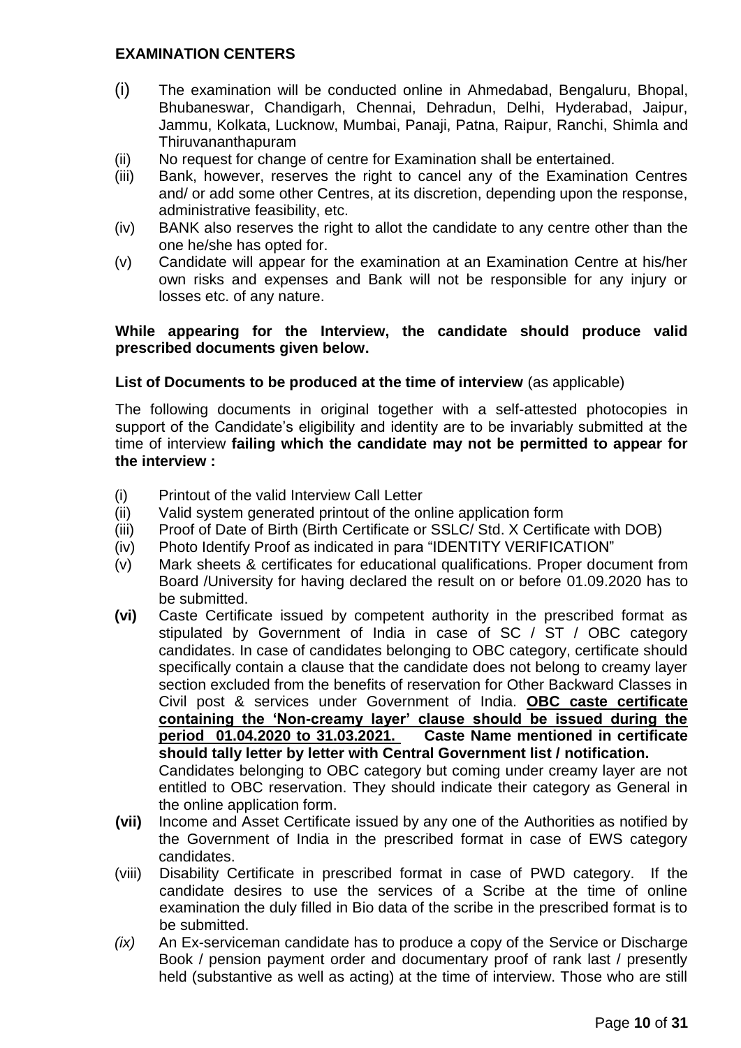**EXAMINATION CENTERS**

(i) The examination will be conducted online in Ahmedabad, Bengaluru, Bhopal, Bhubaneswar, Chandigarh, Chennai, Dehradun, Delhi, Hyderabad, Jaipur, Jammu, Kolkata, Lucknow, Mumbai, Panaji, Patna, Raipur, Ranchi, Shimla and Thiruvananthapuram

(ii) No request for change of centre for Examination shall be entertained.

(iii) Bank, however, reserves the right to cancel any of the Examination Centres and/ or add some other Centres, at its discretion, depending upon the response, administrative feasibility, etc.

(iv) BANK also reserves the right to allot the candidate to any centre other than the one he/she has opted for.

(v) Candidate will appear for the examination at an Examination Centre at his/her own risks and expenses and Bank will not be responsible for any injury or losses etc. of any nature.

**While appearing for the Interview, the candidate should produce valid prescribed documents given below.**

**List of Documents to be produced at the time of interview** (as applicable)

The following documents in original together with a self-attested photocopies in support of the Candidate's eligibility and identity are to be invariably submitted at the time of interview **failing which the candidate may not be permitted to appear for the interview :**

(i) Printout of the valid Interview Call Letter

(ii) Valid system generated printout of the online application form

(iii) Proof of Date of Birth (Birth Certificate or SSLC/ Std. X Certificate with DOB)

(iv) Photo Identify Proof as indicated in para "IDENTITY VERIFICATION"

(v) Mark sheets & certificates for educational qualifications. Proper document from Board /University for having declared the result on or before 01.09.2020 has to be submitted.

**(vi)** Caste Certificate issued by competent authority in the prescribed format as stipulated by Government of India in case of SC / ST / OBC category candidates. In case of candidates belonging to OBC category, certificate should specifically contain a clause that the candidate does not belong to creamy layer section excluded from the benefits of reservation for Other Backward Classes in Civil post & services under Government of India. **OBC caste certificate containing the 'Non-creamy layer' clause should be issued during the period 01.04.2020 to 31.03.2021. Caste Name mentioned in certificate should tally letter by letter with Central Government list / notification.**
Candidates belonging to OBC category but coming under creamy layer are not entitled to OBC reservation. They should indicate their category as General in the online application form.

**(vii)** Income and Asset Certificate issued by any one of the Authorities as notified by the Government of India in the prescribed format in case of EWS category candidates.

(viii) Disability Certificate in prescribed format in case of PWD category. If the candidate desires to use the services of a Scribe at the time of online examination the duly filled in Bio data of the scribe in the prescribed format is to be submitted.

*(ix)* An Ex-serviceman candidate has to produce a copy of the Service or Discharge Book / pension payment order and documentary proof of rank last / presently held (substantive as well as acting) at the time of interview. Those who are still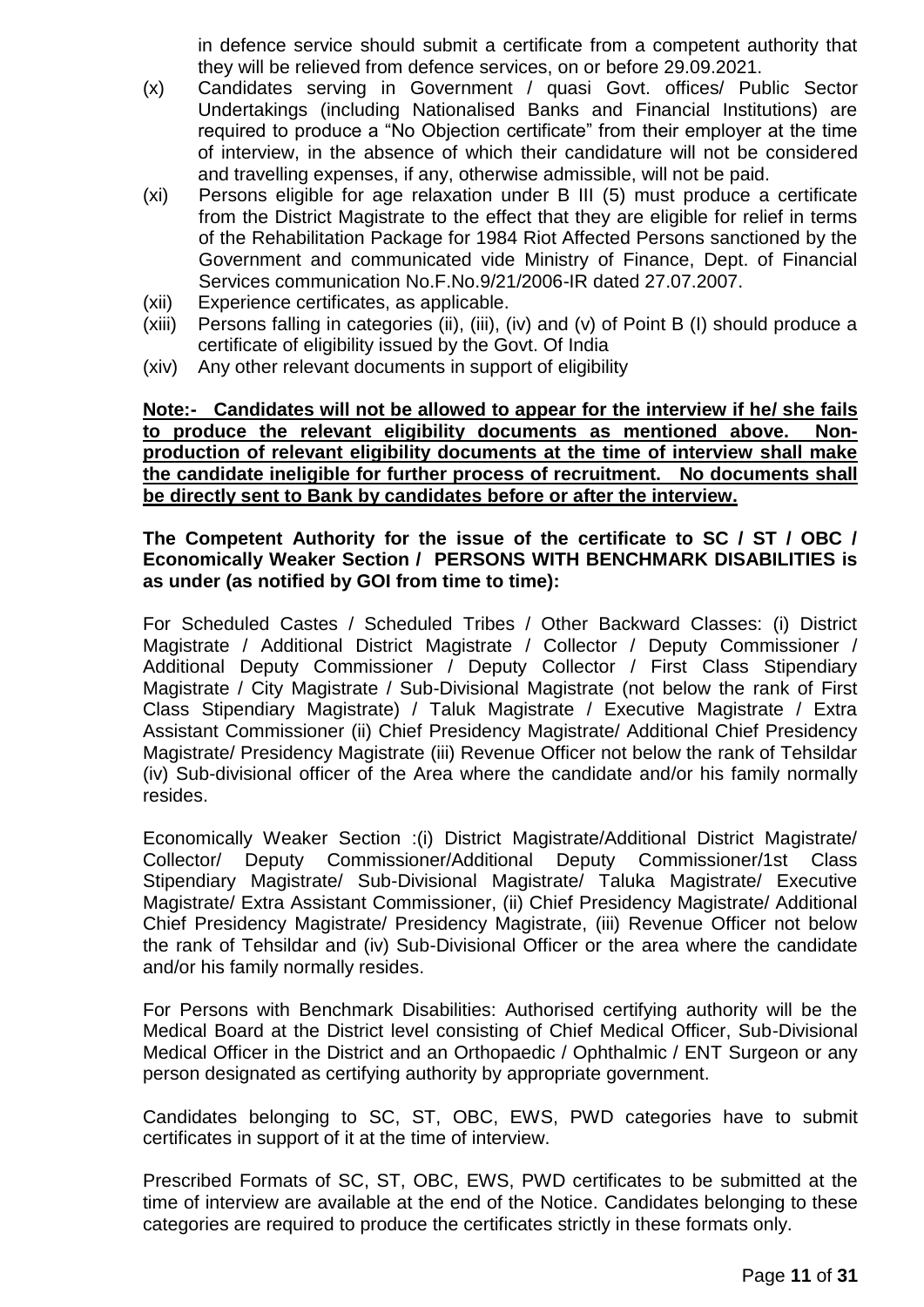in defence service should submit a certificate from a competent authority that they will be relieved from defence services, on or before 29.09.2021.

(x) Candidates serving in Government / quasi Govt. offices/ Public Sector Undertakings (including Nationalised Banks and Financial Institutions) are required to produce a "No Objection certificate" from their employer at the time of interview, in the absence of which their candidature will not be considered and travelling expenses, if any, otherwise admissible, will not be paid.

(xi) Persons eligible for age relaxation under B III (5) must produce a certificate from the District Magistrate to the effect that they are eligible for relief in terms of the Rehabilitation Package for 1984 Riot Affected Persons sanctioned by the Government and communicated vide Ministry of Finance, Dept. of Financial Services communication No.F.No.9/21/2006-IR dated 27.07.2007.

(xii) Experience certificates, as applicable.

(xiii) Persons falling in categories (ii), (iii), (iv) and (v) of Point B (I) should produce a certificate of eligibility issued by the Govt. Of India

(xiv) Any other relevant documents in support of eligibility

**Note:- Candidates will not be allowed to appear for the interview if he/ she fails to produce the relevant eligibility documents as mentioned above. Non-production of relevant eligibility documents at the time of interview shall make the candidate ineligible for further process of recruitment. No documents shall be directly sent to Bank by candidates before or after the interview.**

**The Competent Authority for the issue of the certificate to SC / ST / OBC / Economically Weaker Section / PERSONS WITH BENCHMARK DISABILITIES is as under (as notified by GOI from time to time):**

For Scheduled Castes / Scheduled Tribes / Other Backward Classes: (i) District Magistrate / Additional District Magistrate / Collector / Deputy Commissioner / Additional Deputy Commissioner / Deputy Collector / First Class Stipendiary Magistrate / City Magistrate / Sub-Divisional Magistrate (not below the rank of First Class Stipendiary Magistrate) / Taluk Magistrate / Executive Magistrate / Extra Assistant Commissioner (ii) Chief Presidency Magistrate/ Additional Chief Presidency Magistrate/ Presidency Magistrate (iii) Revenue Officer not below the rank of Tehsildar (iv) Sub-divisional officer of the Area where the candidate and/or his family normally resides.

Economically Weaker Section :(i) District Magistrate/Additional District Magistrate/ Collector/ Deputy Commissioner/Additional Deputy Commissioner/1st Class Stipendiary Magistrate/ Sub-Divisional Magistrate/ Taluka Magistrate/ Executive Magistrate/ Extra Assistant Commissioner, (ii) Chief Presidency Magistrate/ Additional Chief Presidency Magistrate/ Presidency Magistrate, (iii) Revenue Officer not below the rank of Tehsildar and (iv) Sub-Divisional Officer or the area where the candidate and/or his family normally resides.

For Persons with Benchmark Disabilities: Authorised certifying authority will be the Medical Board at the District level consisting of Chief Medical Officer, Sub-Divisional Medical Officer in the District and an Orthopaedic / Ophthalmic / ENT Surgeon or any person designated as certifying authority by appropriate government.

Candidates belonging to SC, ST, OBC, EWS, PWD categories have to submit certificates in support of it at the time of interview.

Prescribed Formats of SC, ST, OBC, EWS, PWD certificates to be submitted at the time of interview are available at the end of the Notice. Candidates belonging to these categories are required to produce the certificates strictly in these formats only.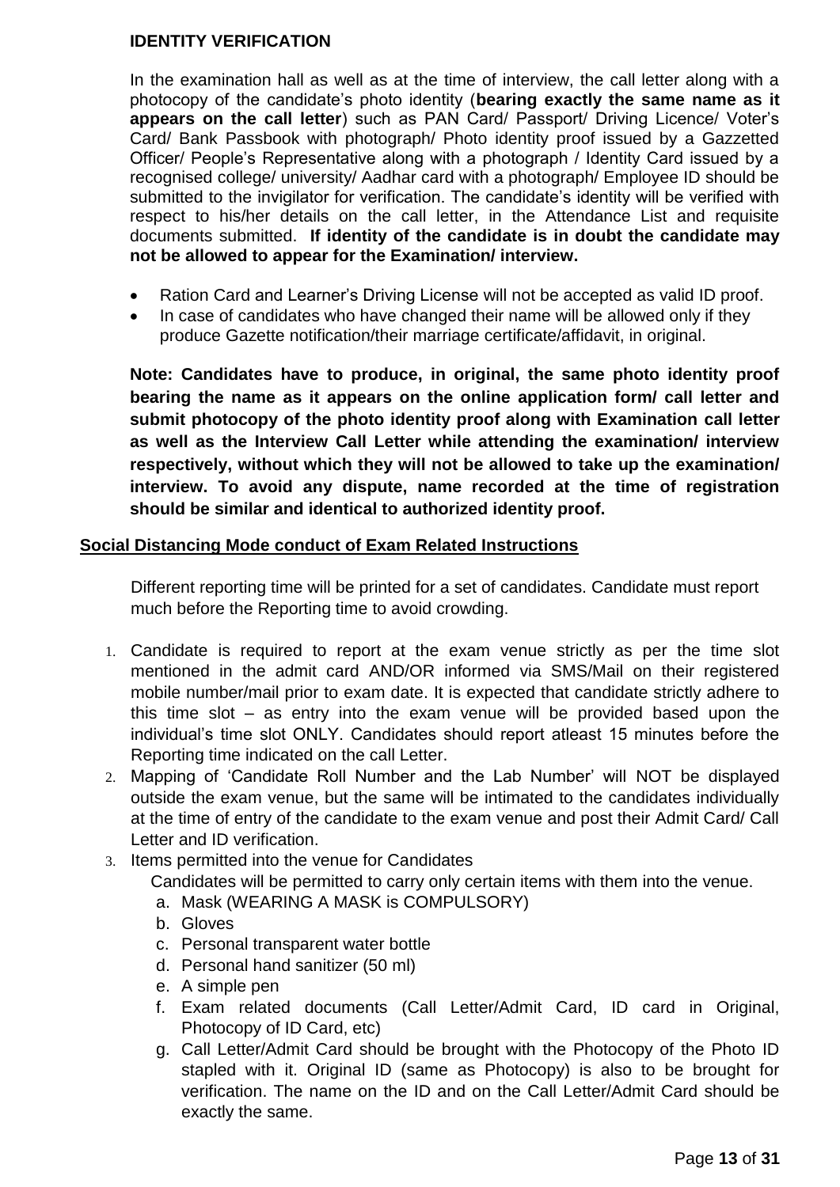**IDENTITY VERIFICATION**

In the examination hall as well as at the time of interview, the call letter along with a photocopy of the candidate's photo identity (**bearing exactly the same name as it appears on the call letter**) such as PAN Card/ Passport/ Driving Licence/ Voter's Card/ Bank Passbook with photograph/ Photo identity proof issued by a Gazzetted Officer/ People's Representative along with a photograph / Identity Card issued by a recognised college/ university/ Aadhar card with a photograph/ Employee ID should be submitted to the invigilator for verification. The candidate's identity will be verified with respect to his/her details on the call letter, in the Attendance List and requisite documents submitted. **If identity of the candidate is in doubt the candidate may not be allowed to appear for the Examination/ interview.**

- Ration Card and Learner's Driving License will not be accepted as valid ID proof.
- In case of candidates who have changed their name will be allowed only if they produce Gazette notification/their marriage certificate/affidavit, in original.

**Note: Candidates have to produce, in original, the same photo identity proof bearing the name as it appears on the online application form/ call letter and submit photocopy of the photo identity proof along with Examination call letter as well as the Interview Call Letter while attending the examination/ interview respectively, without which they will not be allowed to take up the examination/ interview. To avoid any dispute, name recorded at the time of registration should be similar and identical to authorized identity proof.**

**Social Distancing Mode conduct of Exam Related Instructions**

Different reporting time will be printed for a set of candidates. Candidate must report much before the Reporting time to avoid crowding.

1. Candidate is required to report at the exam venue strictly as per the time slot mentioned in the admit card AND/OR informed via SMS/Mail on their registered mobile number/mail prior to exam date. It is expected that candidate strictly adhere to this time slot – as entry into the exam venue will be provided based upon the individual's time slot ONLY. Candidates should report atleast 15 minutes before the Reporting time indicated on the call Letter.
2. Mapping of 'Candidate Roll Number and the Lab Number' will NOT be displayed outside the exam venue, but the same will be intimated to the candidates individually at the time of entry of the candidate to the exam venue and post their Admit Card/ Call Letter and ID verification.
3. Items permitted into the venue for Candidates

   Candidates will be permitted to carry only certain items with them into the venue.

   a. Mask (WEARING A MASK is COMPULSORY)
   b. Gloves
   c. Personal transparent water bottle
   d. Personal hand sanitizer (50 ml)
   e. A simple pen
   f. Exam related documents (Call Letter/Admit Card, ID card in Original, Photocopy of ID Card, etc)
   g. Call Letter/Admit Card should be brought with the Photocopy of the Photo ID stapled with it. Original ID (same as Photocopy) is also to be brought for verification. The name on the ID and on the Call Letter/Admit Card should be exactly the same.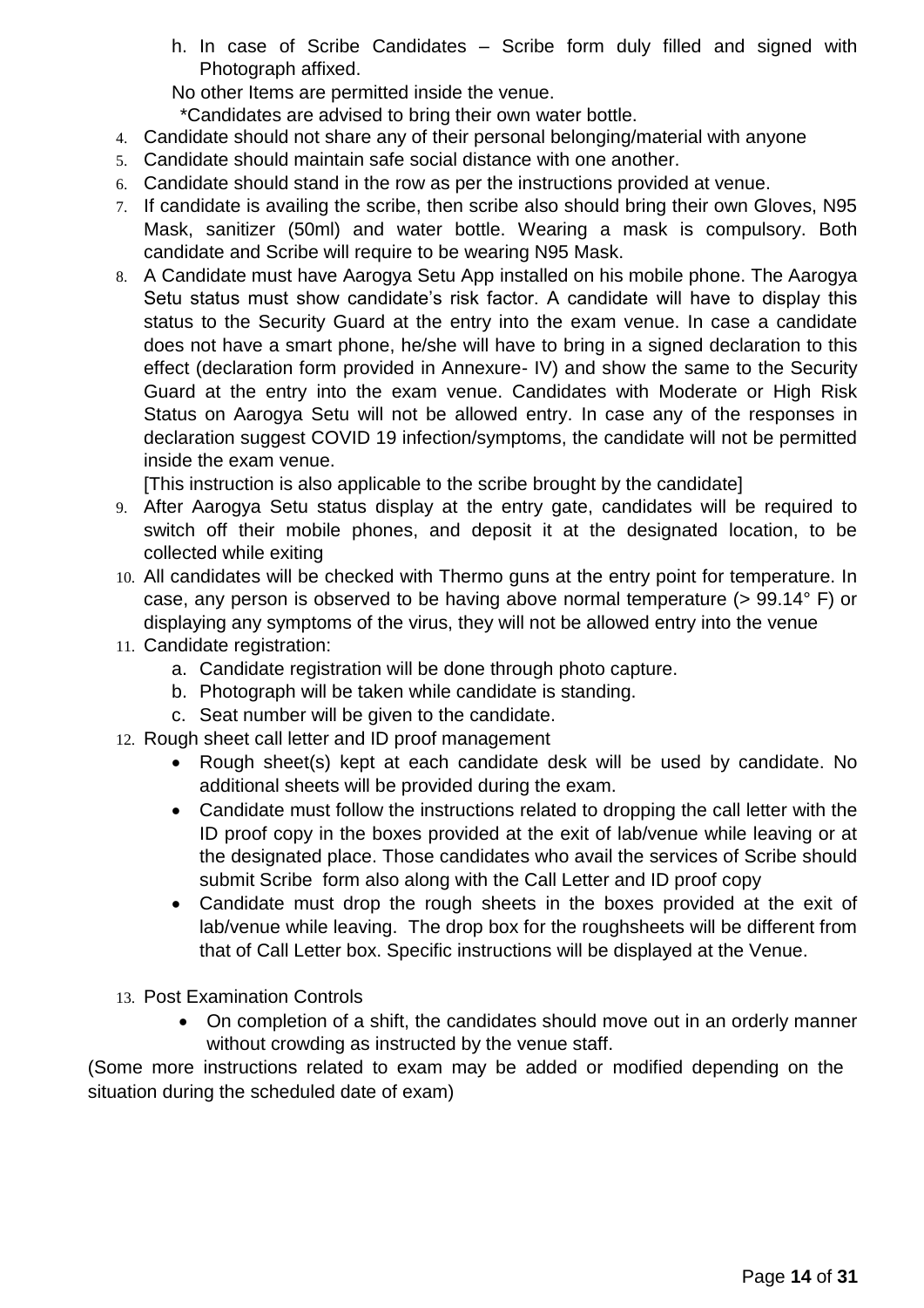h. In case of Scribe Candidates – Scribe form duly filled and signed with Photograph affixed.

No other Items are permitted inside the venue.

*Candidates are advised to bring their own water bottle.

4. Candidate should not share any of their personal belonging/material with anyone
5. Candidate should maintain safe social distance with one another.
6. Candidate should stand in the row as per the instructions provided at venue.
7. If candidate is availing the scribe, then scribe also should bring their own Gloves, N95 Mask, sanitizer (50ml) and water bottle. Wearing a mask is compulsory. Both candidate and Scribe will require to be wearing N95 Mask.
8. A Candidate must have Aarogya Setu App installed on his mobile phone. The Aarogya Setu status must show candidate's risk factor. A candidate will have to display this status to the Security Guard at the entry into the exam venue. In case a candidate does not have a smart phone, he/she will have to bring in a signed declaration to this effect (declaration form provided in Annexure- IV) and show the same to the Security Guard at the entry into the exam venue. Candidates with Moderate or High Risk Status on Aarogya Setu will not be allowed entry. In case any of the responses in declaration suggest COVID 19 infection/symptoms, the candidate will not be permitted inside the exam venue.

   [This instruction is also applicable to the scribe brought by the candidate]
9. After Aarogya Setu status display at the entry gate, candidates will be required to switch off their mobile phones, and deposit it at the designated location, to be collected while exiting
10. All candidates will be checked with Thermo guns at the entry point for temperature. In case, any person is observed to be having above normal temperature (> 99.14° F) or displaying any symptoms of the virus, they will not be allowed entry into the venue
11. Candidate registration:
    a. Candidate registration will be done through photo capture.
    b. Photograph will be taken while candidate is standing.
    c. Seat number will be given to the candidate.
12. Rough sheet call letter and ID proof management
    - Rough sheet(s) kept at each candidate desk will be used by candidate. No additional sheets will be provided during the exam.
    - Candidate must follow the instructions related to dropping the call letter with the ID proof copy in the boxes provided at the exit of lab/venue while leaving or at the designated place. Those candidates who avail the services of Scribe should submit Scribe form also along with the Call Letter and ID proof copy
    - Candidate must drop the rough sheets in the boxes provided at the exit of lab/venue while leaving. The drop box for the roughsheets will be different from that of Call Letter box. Specific instructions will be displayed at the Venue.
13. Post Examination Controls
    - On completion of a shift, the candidates should move out in an orderly manner without crowding as instructed by the venue staff.

(Some more instructions related to exam may be added or modified depending on the situation during the scheduled date of exam)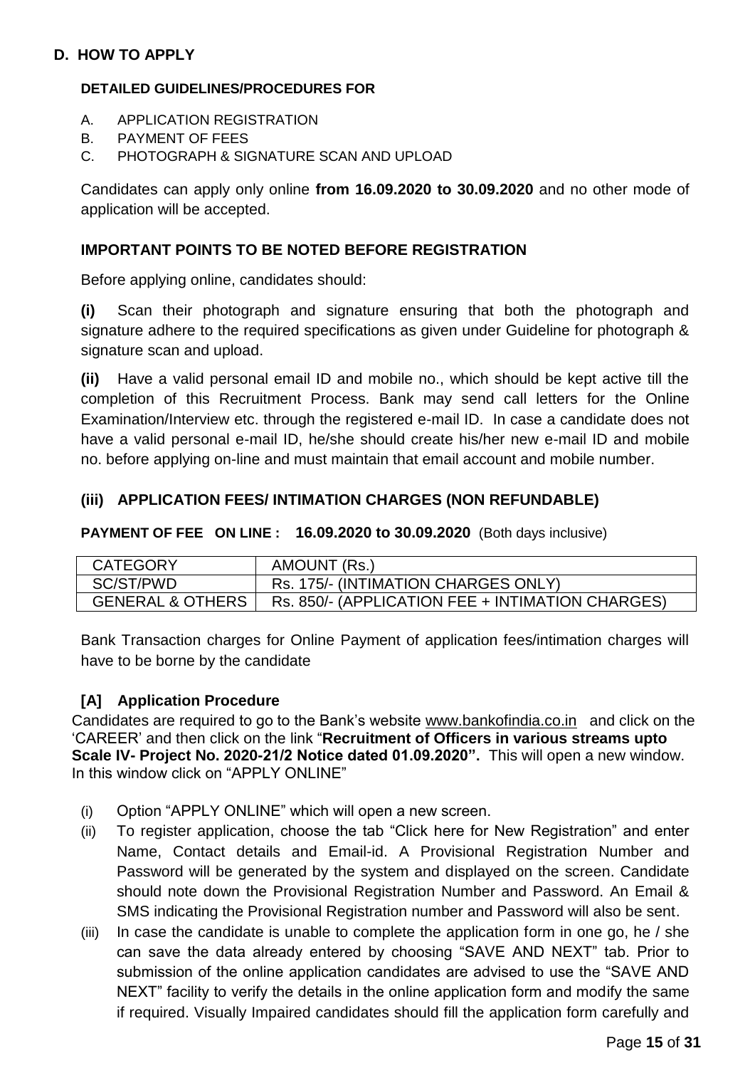## D. HOW TO APPLY

**DETAILED GUIDELINES/PROCEDURES FOR**

A. APPLICATION REGISTRATION
B. PAYMENT OF FEES
C. PHOTOGRAPH & SIGNATURE SCAN AND UPLOAD

Candidates can apply only online **from 16.09.2020 to 30.09.2020** and no other mode of application will be accepted.

### IMPORTANT POINTS TO BE NOTED BEFORE REGISTRATION

Before applying online, candidates should:

**(i)** Scan their photograph and signature ensuring that both the photograph and signature adhere to the required specifications as given under Guideline for photograph & signature scan and upload.

**(ii)** Have a valid personal email ID and mobile no., which should be kept active till the completion of this Recruitment Process. Bank may send call letters for the Online Examination/Interview etc. through the registered e-mail ID. In case a candidate does not have a valid personal e-mail ID, he/she should create his/her new e-mail ID and mobile no. before applying on-line and must maintain that email account and mobile number.

### (iii) APPLICATION FEES/ INTIMATION CHARGES (NON REFUNDABLE)

**PAYMENT OF FEE ON LINE : 16.09.2020 to 30.09.2020** (Both days inclusive)

| CATEGORY | AMOUNT (Rs.) |
|---|---|
| SC/ST/PWD | Rs. 175/- (INTIMATION CHARGES ONLY) |
| GENERAL & OTHERS | Rs. 850/- (APPLICATION FEE + INTIMATION CHARGES) |

Bank Transaction charges for Online Payment of application fees/intimation charges will have to be borne by the candidate

### [A] Application Procedure

Candidates are required to go to the Bank's website www.bankofindia.co.in and click on the 'CAREER' and then click on the link "**Recruitment of Officers in various streams upto Scale IV- Project No. 2020-21/2 Notice dated 01.09.2020".** This will open a new window. In this window click on "APPLY ONLINE"

(i) Option "APPLY ONLINE" which will open a new screen.

(ii) To register application, choose the tab "Click here for New Registration" and enter Name, Contact details and Email-id. A Provisional Registration Number and Password will be generated by the system and displayed on the screen. Candidate should note down the Provisional Registration Number and Password. An Email & SMS indicating the Provisional Registration number and Password will also be sent.

(iii) In case the candidate is unable to complete the application form in one go, he / she can save the data already entered by choosing "SAVE AND NEXT" tab. Prior to submission of the online application candidates are advised to use the "SAVE AND NEXT" facility to verify the details in the online application form and modify the same if required. Visually Impaired candidates should fill the application form carefully and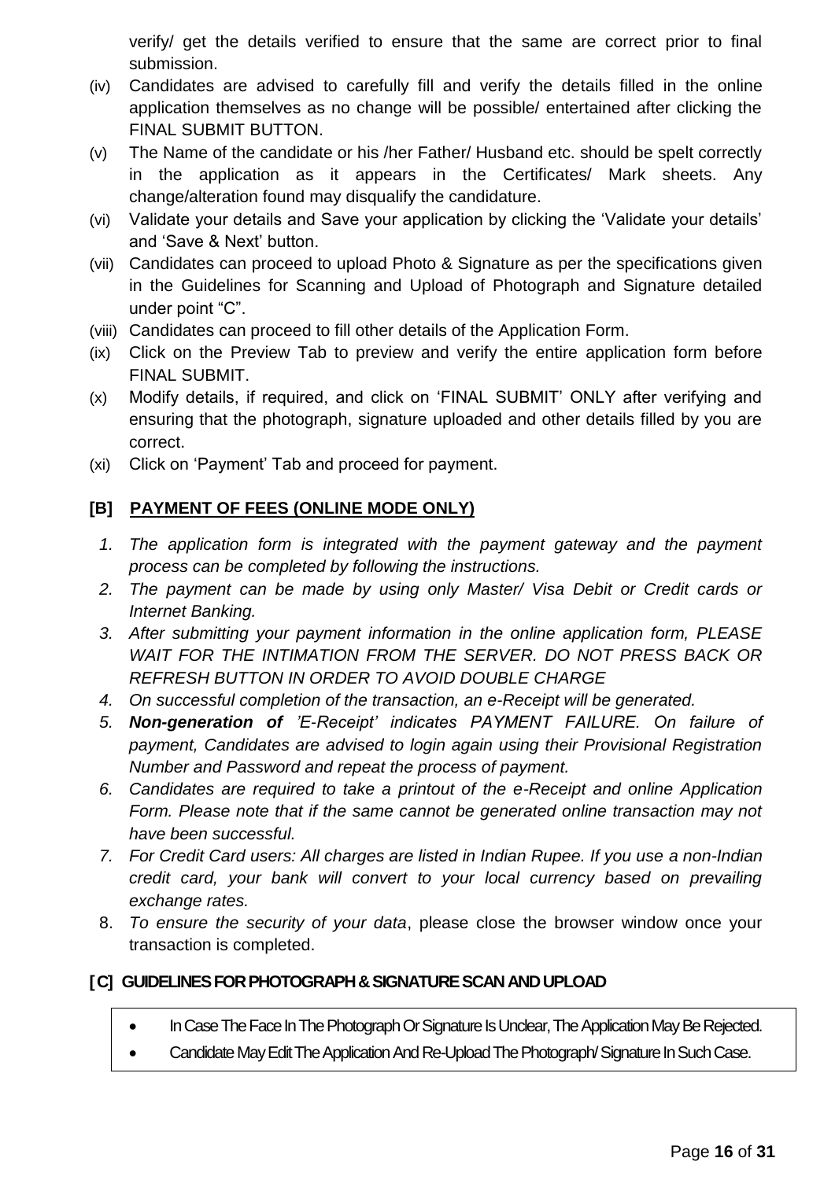verify/ get the details verified to ensure that the same are correct prior to final submission.

(iv) Candidates are advised to carefully fill and verify the details filled in the online application themselves as no change will be possible/ entertained after clicking the FINAL SUBMIT BUTTON.

(v) The Name of the candidate or his /her Father/ Husband etc. should be spelt correctly in the application as it appears in the Certificates/ Mark sheets. Any change/alteration found may disqualify the candidature.

(vi) Validate your details and Save your application by clicking the 'Validate your details' and 'Save & Next' button.

(vii) Candidates can proceed to upload Photo & Signature as per the specifications given in the Guidelines for Scanning and Upload of Photograph and Signature detailed under point "C".

(viii) Candidates can proceed to fill other details of the Application Form.

(ix) Click on the Preview Tab to preview and verify the entire application form before FINAL SUBMIT.

(x) Modify details, if required, and click on 'FINAL SUBMIT' ONLY after verifying and ensuring that the photograph, signature uploaded and other details filled by you are correct.

(xi) Click on 'Payment' Tab and proceed for payment.

## [B] PAYMENT OF FEES (ONLINE MODE ONLY)

1. *The application form is integrated with the payment gateway and the payment process can be completed by following the instructions.*
2. *The payment can be made by using only Master/ Visa Debit or Credit cards or Internet Banking.*
3. *After submitting your payment information in the online application form, PLEASE WAIT FOR THE INTIMATION FROM THE SERVER. DO NOT PRESS BACK OR REFRESH BUTTON IN ORDER TO AVOID DOUBLE CHARGE*
4. *On successful completion of the transaction, an e-Receipt will be generated.*
5. ***Non-generation of** 'E-Receipt' indicates PAYMENT FAILURE. On failure of payment, Candidates are advised to login again using their Provisional Registration Number and Password and repeat the process of payment.*
6. *Candidates are required to take a printout of the e-Receipt and online Application Form. Please note that if the same cannot be generated online transaction may not have been successful.*
7. *For Credit Card users: All charges are listed in Indian Rupee. If you use a non-Indian credit card, your bank will convert to your local currency based on prevailing exchange rates.*
8. *To ensure the security of your data*, please close the browser window once your transaction is completed.

## [C] GUIDELINES FOR PHOTOGRAPH & SIGNATURE SCAN AND UPLOAD

- In Case The Face In The Photograph Or Signature Is Unclear, The Application May Be Rejected.
- Candidate May Edit The Application And Re-Upload The Photograph/ Signature In Such Case.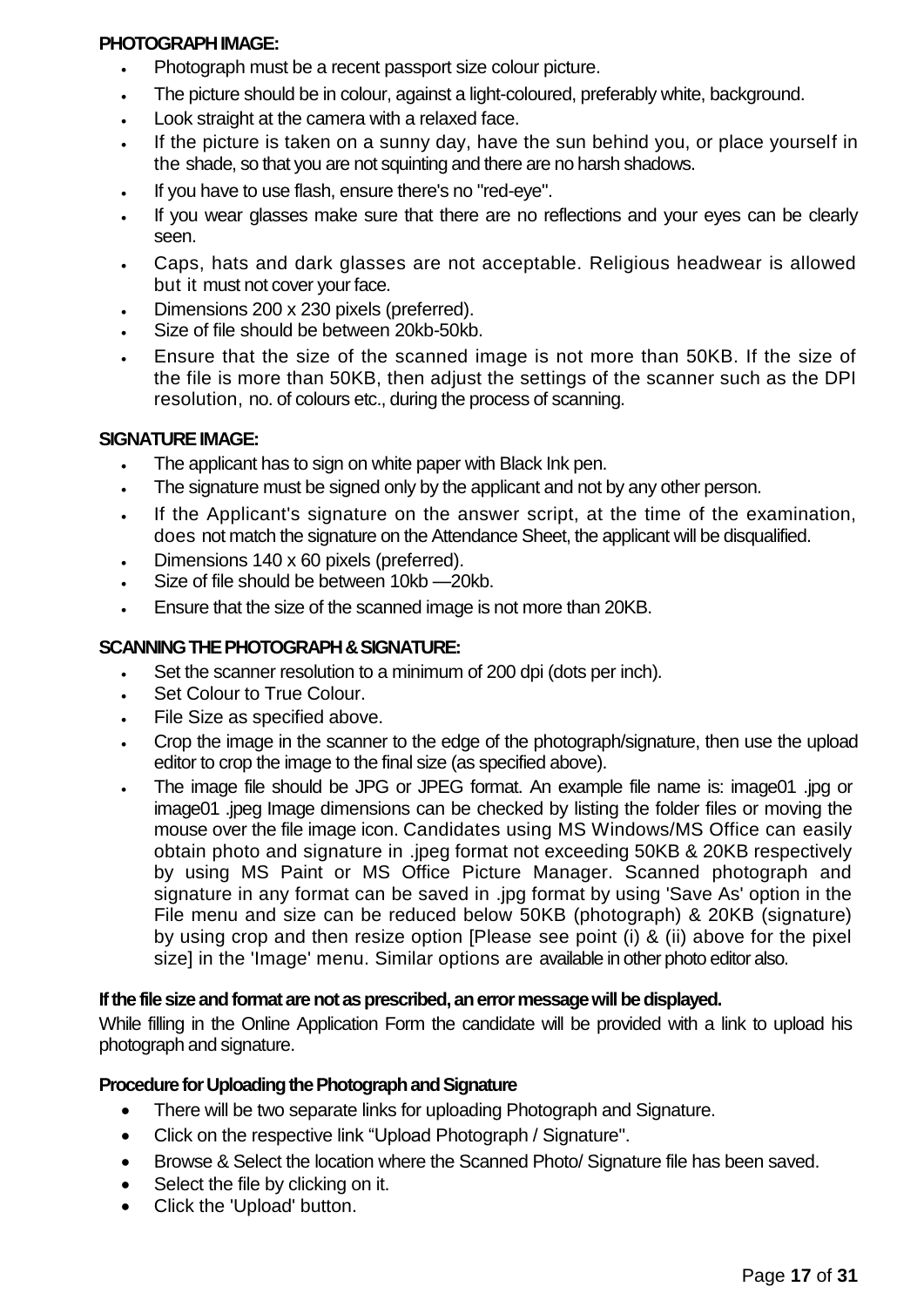**PHOTOGRAPH IMAGE:**

- Photograph must be a recent passport size colour picture.
- The picture should be in colour, against a light-coloured, preferably white, background.
- Look straight at the camera with a relaxed face.
- If the picture is taken on a sunny day, have the sun behind you, or place yourself in the shade, so that you are not squinting and there are no harsh shadows.
- If you have to use flash, ensure there's no "red-eye".
- If you wear glasses make sure that there are no reflections and your eyes can be clearly seen.
- Caps, hats and dark glasses are not acceptable. Religious headwear is allowed but it must not cover your face.
- Dimensions 200 x 230 pixels (preferred).
- Size of file should be between 20kb-50kb.
- Ensure that the size of the scanned image is not more than 50KB. If the size of the file is more than 50KB, then adjust the settings of the scanner such as the DPI resolution, no. of colours etc., during the process of scanning.

**SIGNATURE IMAGE:**

- The applicant has to sign on white paper with Black Ink pen.
- The signature must be signed only by the applicant and not by any other person.
- If the Applicant's signature on the answer script, at the time of the examination, does not match the signature on the Attendance Sheet, the applicant will be disqualified.
- Dimensions 140 x 60 pixels (preferred).
- Size of file should be between 10kb —20kb.
- Ensure that the size of the scanned image is not more than 20KB.

**SCANNING THE PHOTOGRAPH & SIGNATURE:**

- Set the scanner resolution to a minimum of 200 dpi (dots per inch).
- Set Colour to True Colour.
- File Size as specified above.
- Crop the image in the scanner to the edge of the photograph/signature, then use the upload editor to crop the image to the final size (as specified above).
- The image file should be JPG or JPEG format. An example file name is: image01 .jpg or image01 .jpeg Image dimensions can be checked by listing the folder files or moving the mouse over the file image icon. Candidates using MS Windows/MS Office can easily obtain photo and signature in .jpeg format not exceeding 50KB & 20KB respectively by using MS Paint or MS Office Picture Manager. Scanned photograph and signature in any format can be saved in .jpg format by using 'Save As' option in the File menu and size can be reduced below 50KB (photograph) & 20KB (signature) by using crop and then resize option [Please see point (i) & (ii) above for the pixel size] in the 'Image' menu. Similar options are available in other photo editor also.

**If the file size and format are not as prescribed, an error message will be displayed.**

While filling in the Online Application Form the candidate will be provided with a link to upload his photograph and signature.

**Procedure for Uploading the Photograph and Signature**

- There will be two separate links for uploading Photograph and Signature.
- Click on the respective link "Upload Photograph / Signature".
- Browse & Select the location where the Scanned Photo/ Signature file has been saved.
- Select the file by clicking on it.
- Click the 'Upload' button.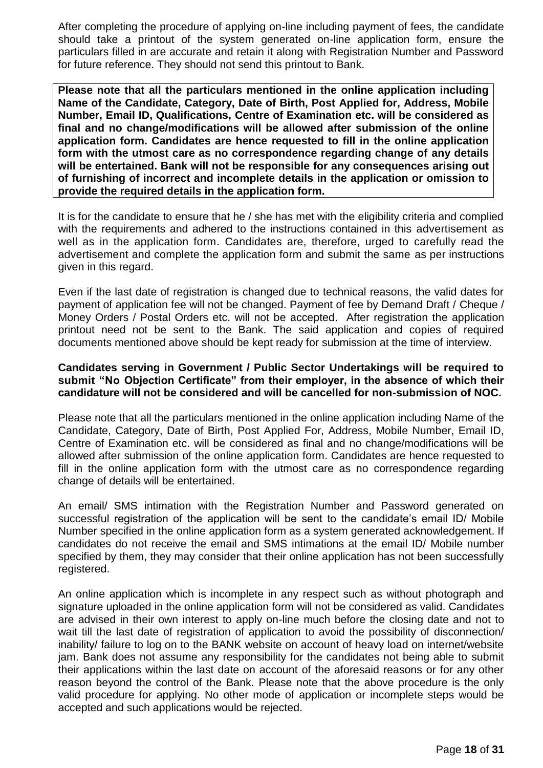After completing the procedure of applying on-line including payment of fees, the candidate should take a printout of the system generated on-line application form, ensure the particulars filled in are accurate and retain it along with Registration Number and Password for future reference. They should not send this printout to Bank.

**Please note that all the particulars mentioned in the online application including Name of the Candidate, Category, Date of Birth, Post Applied for, Address, Mobile Number, Email ID, Qualifications, Centre of Examination etc. will be considered as final and no change/modifications will be allowed after submission of the online application form. Candidates are hence requested to fill in the online application form with the utmost care as no correspondence regarding change of any details will be entertained. Bank will not be responsible for any consequences arising out of furnishing of incorrect and incomplete details in the application or omission to provide the required details in the application form.**

It is for the candidate to ensure that he / she has met with the eligibility criteria and complied with the requirements and adhered to the instructions contained in this advertisement as well as in the application form. Candidates are, therefore, urged to carefully read the advertisement and complete the application form and submit the same as per instructions given in this regard.

Even if the last date of registration is changed due to technical reasons, the valid dates for payment of application fee will not be changed. Payment of fee by Demand Draft / Cheque / Money Orders / Postal Orders etc. will not be accepted. After registration the application printout need not be sent to the Bank. The said application and copies of required documents mentioned above should be kept ready for submission at the time of interview.

**Candidates serving in Government / Public Sector Undertakings will be required to submit "No Objection Certificate" from their employer, in the absence of which their candidature will not be considered and will be cancelled for non-submission of NOC.**

Please note that all the particulars mentioned in the online application including Name of the Candidate, Category, Date of Birth, Post Applied For, Address, Mobile Number, Email ID, Centre of Examination etc. will be considered as final and no change/modifications will be allowed after submission of the online application form. Candidates are hence requested to fill in the online application form with the utmost care as no correspondence regarding change of details will be entertained.

An email/ SMS intimation with the Registration Number and Password generated on successful registration of the application will be sent to the candidate's email ID/ Mobile Number specified in the online application form as a system generated acknowledgement. If candidates do not receive the email and SMS intimations at the email ID/ Mobile number specified by them, they may consider that their online application has not been successfully registered.

An online application which is incomplete in any respect such as without photograph and signature uploaded in the online application form will not be considered as valid. Candidates are advised in their own interest to apply on-line much before the closing date and not to wait till the last date of registration of application to avoid the possibility of disconnection/ inability/ failure to log on to the BANK website on account of heavy load on internet/website jam. Bank does not assume any responsibility for the candidates not being able to submit their applications within the last date on account of the aforesaid reasons or for any other reason beyond the control of the Bank. Please note that the above procedure is the only valid procedure for applying. No other mode of application or incomplete steps would be accepted and such applications would be rejected.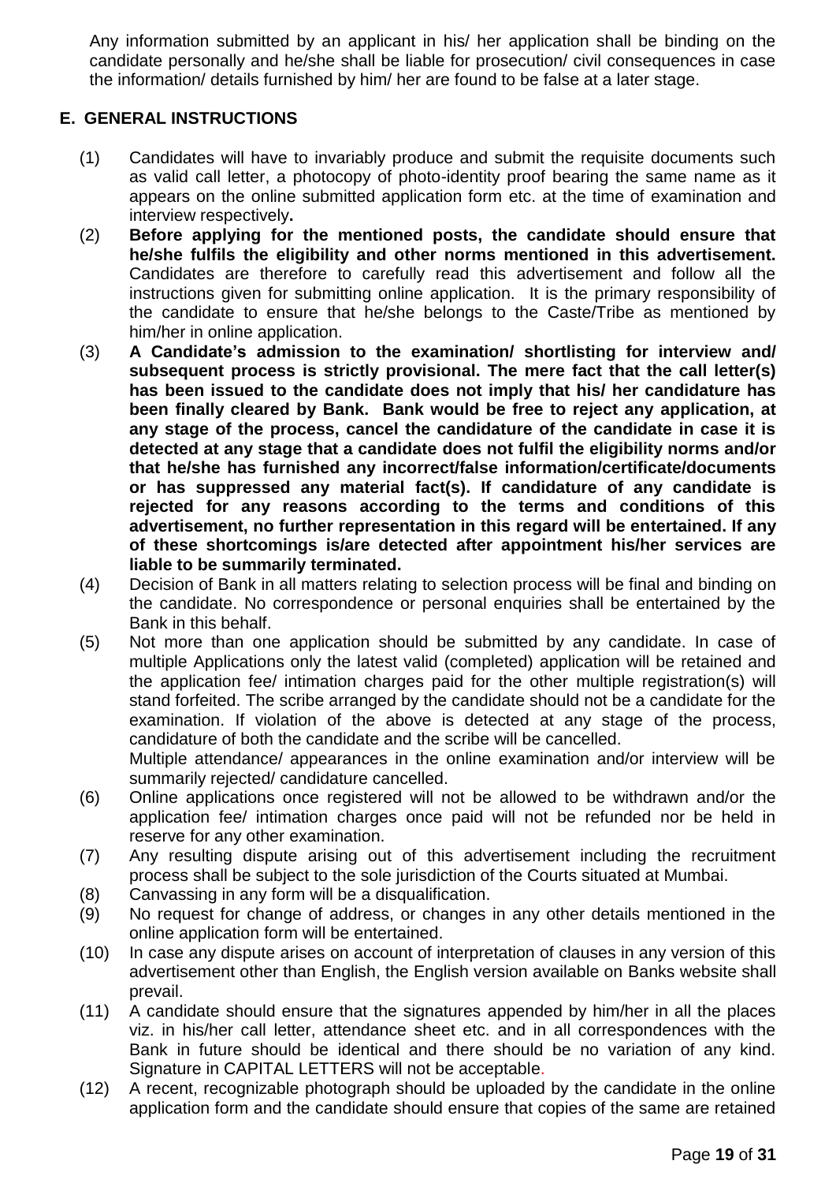Any information submitted by an applicant in his/ her application shall be binding on the candidate personally and he/she shall be liable for prosecution/ civil consequences in case the information/ details furnished by him/ her are found to be false at a later stage.

## E. GENERAL INSTRUCTIONS

(1) Candidates will have to invariably produce and submit the requisite documents such as valid call letter, a photocopy of photo-identity proof bearing the same name as it appears on the online submitted application form etc. at the time of examination and interview respectively**.**

(2) **Before applying for the mentioned posts, the candidate should ensure that he/she fulfils the eligibility and other norms mentioned in this advertisement.** Candidates are therefore to carefully read this advertisement and follow all the instructions given for submitting online application. It is the primary responsibility of the candidate to ensure that he/she belongs to the Caste/Tribe as mentioned by him/her in online application.

(3) **A Candidate's admission to the examination/ shortlisting for interview and/ subsequent process is strictly provisional. The mere fact that the call letter(s) has been issued to the candidate does not imply that his/ her candidature has been finally cleared by Bank. Bank would be free to reject any application, at any stage of the process, cancel the candidature of the candidate in case it is detected at any stage that a candidate does not fulfil the eligibility norms and/or that he/she has furnished any incorrect/false information/certificate/documents or has suppressed any material fact(s). If candidature of any candidate is rejected for any reasons according to the terms and conditions of this advertisement, no further representation in this regard will be entertained. If any of these shortcomings is/are detected after appointment his/her services are liable to be summarily terminated.**

(4) Decision of Bank in all matters relating to selection process will be final and binding on the candidate. No correspondence or personal enquiries shall be entertained by the Bank in this behalf.

(5) Not more than one application should be submitted by any candidate. In case of multiple Applications only the latest valid (completed) application will be retained and the application fee/ intimation charges paid for the other multiple registration(s) will stand forfeited. The scribe arranged by the candidate should not be a candidate for the examination. If violation of the above is detected at any stage of the process, candidature of both the candidate and the scribe will be cancelled.
Multiple attendance/ appearances in the online examination and/or interview will be summarily rejected/ candidature cancelled.

(6) Online applications once registered will not be allowed to be withdrawn and/or the application fee/ intimation charges once paid will not be refunded nor be held in reserve for any other examination.

(7) Any resulting dispute arising out of this advertisement including the recruitment process shall be subject to the sole jurisdiction of the Courts situated at Mumbai.

(8) Canvassing in any form will be a disqualification.

(9) No request for change of address, or changes in any other details mentioned in the online application form will be entertained.

(10) In case any dispute arises on account of interpretation of clauses in any version of this advertisement other than English, the English version available on Banks website shall prevail.

(11) A candidate should ensure that the signatures appended by him/her in all the places viz. in his/her call letter, attendance sheet etc. and in all correspondences with the Bank in future should be identical and there should be no variation of any kind. Signature in CAPITAL LETTERS will not be acceptable.

(12) A recent, recognizable photograph should be uploaded by the candidate in the online application form and the candidate should ensure that copies of the same are retained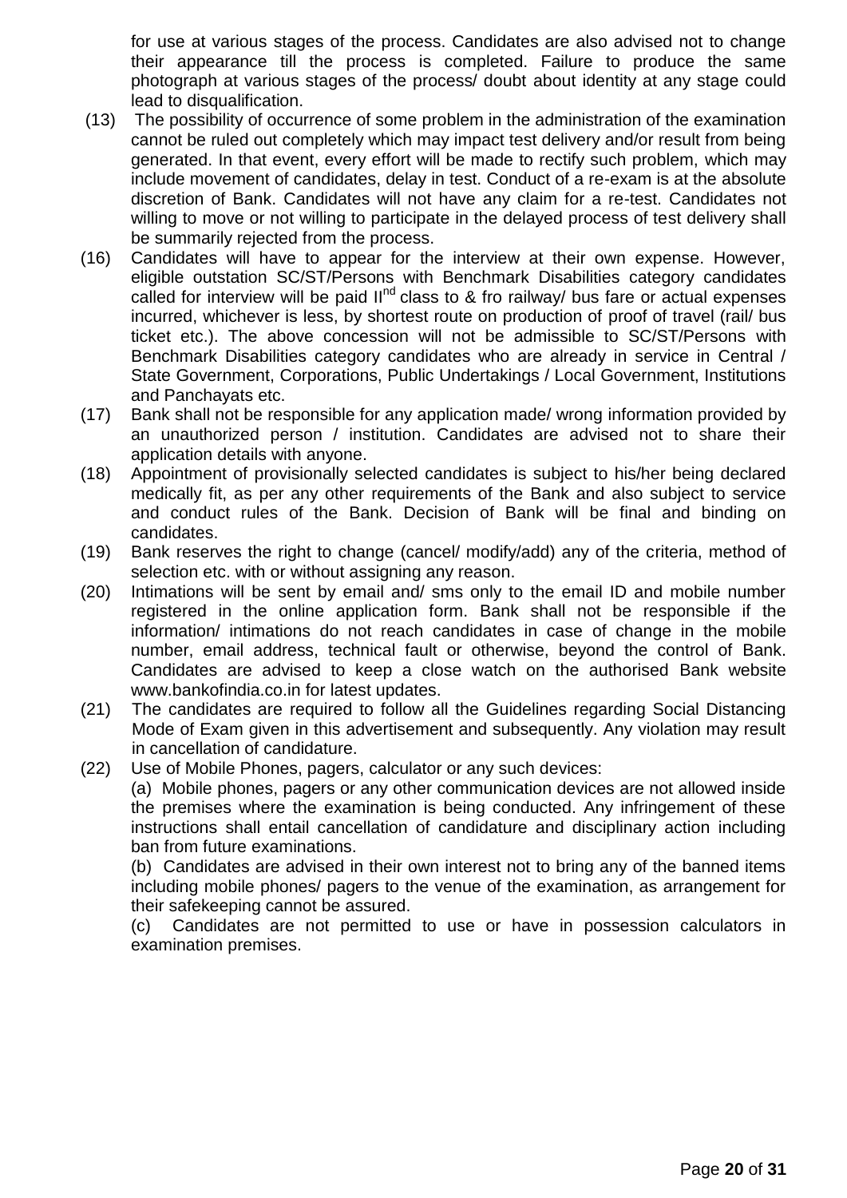for use at various stages of the process. Candidates are also advised not to change their appearance till the process is completed. Failure to produce the same photograph at various stages of the process/ doubt about identity at any stage could lead to disqualification.

(13) The possibility of occurrence of some problem in the administration of the examination cannot be ruled out completely which may impact test delivery and/or result from being generated. In that event, every effort will be made to rectify such problem, which may include movement of candidates, delay in test. Conduct of a re-exam is at the absolute discretion of Bank. Candidates will not have any claim for a re-test. Candidates not willing to move or not willing to participate in the delayed process of test delivery shall be summarily rejected from the process.

(16) Candidates will have to appear for the interview at their own expense. However, eligible outstation SC/ST/Persons with Benchmark Disabilities category candidates called for interview will be paid II[nd] class to & fro railway/ bus fare or actual expenses incurred, whichever is less, by shortest route on production of proof of travel (rail/ bus ticket etc.). The above concession will not be admissible to SC/ST/Persons with Benchmark Disabilities category candidates who are already in service in Central / State Government, Corporations, Public Undertakings / Local Government, Institutions and Panchayats etc.

(17) Bank shall not be responsible for any application made/ wrong information provided by an unauthorized person / institution. Candidates are advised not to share their application details with anyone.

(18) Appointment of provisionally selected candidates is subject to his/her being declared medically fit, as per any other requirements of the Bank and also subject to service and conduct rules of the Bank. Decision of Bank will be final and binding on candidates.

(19) Bank reserves the right to change (cancel/ modify/add) any of the criteria, method of selection etc. with or without assigning any reason.

(20) Intimations will be sent by email and/ sms only to the email ID and mobile number registered in the online application form. Bank shall not be responsible if the information/ intimations do not reach candidates in case of change in the mobile number, email address, technical fault or otherwise, beyond the control of Bank. Candidates are advised to keep a close watch on the authorised Bank website www.bankofindia.co.in for latest updates.

(21) The candidates are required to follow all the Guidelines regarding Social Distancing Mode of Exam given in this advertisement and subsequently. Any violation may result in cancellation of candidature.

(22) Use of Mobile Phones, pagers, calculator or any such devices:

(a) Mobile phones, pagers or any other communication devices are not allowed inside the premises where the examination is being conducted. Any infringement of these instructions shall entail cancellation of candidature and disciplinary action including ban from future examinations.

(b) Candidates are advised in their own interest not to bring any of the banned items including mobile phones/ pagers to the venue of the examination, as arrangement for their safekeeping cannot be assured.

(c) Candidates are not permitted to use or have in possession calculators in examination premises.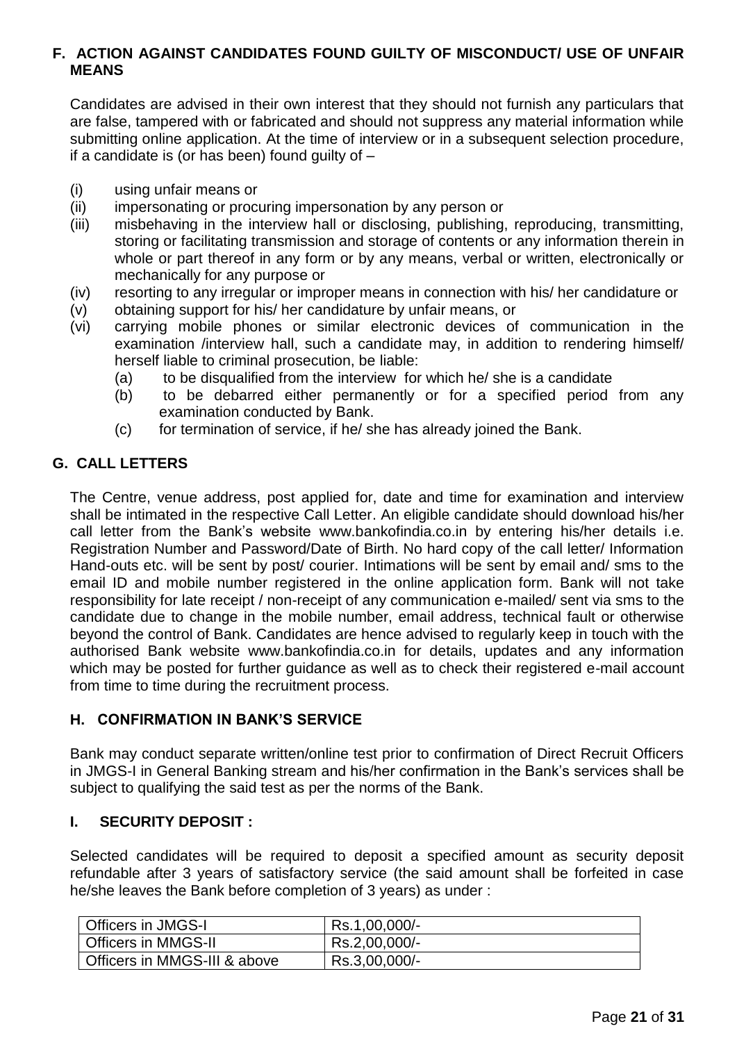## F. ACTION AGAINST CANDIDATES FOUND GUILTY OF MISCONDUCT/ USE OF UNFAIR MEANS

Candidates are advised in their own interest that they should not furnish any particulars that are false, tampered with or fabricated and should not suppress any material information while submitting online application. At the time of interview or in a subsequent selection procedure, if a candidate is (or has been) found guilty of –

(i) using unfair means or

(ii) impersonating or procuring impersonation by any person or

(iii) misbehaving in the interview hall or disclosing, publishing, reproducing, transmitting, storing or facilitating transmission and storage of contents or any information therein in whole or part thereof in any form or by any means, verbal or written, electronically or mechanically for any purpose or

(iv) resorting to any irregular or improper means in connection with his/ her candidature or

(v) obtaining support for his/ her candidature by unfair means, or

(vi) carrying mobile phones or similar electronic devices of communication in the examination /interview hall, such a candidate may, in addition to rendering himself/ herself liable to criminal prosecution, be liable:

  (a) to be disqualified from the interview for which he/ she is a candidate
  
  (b) to be debarred either permanently or for a specified period from any examination conducted by Bank.
  
  (c) for termination of service, if he/ she has already joined the Bank.

## G. CALL LETTERS

The Centre, venue address, post applied for, date and time for examination and interview shall be intimated in the respective Call Letter. An eligible candidate should download his/her call letter from the Bank's website www.bankofindia.co.in by entering his/her details i.e. Registration Number and Password/Date of Birth. No hard copy of the call letter/ Information Hand-outs etc. will be sent by post/ courier. Intimations will be sent by email and/ sms to the email ID and mobile number registered in the online application form. Bank will not take responsibility for late receipt / non-receipt of any communication e-mailed/ sent via sms to the candidate due to change in the mobile number, email address, technical fault or otherwise beyond the control of Bank. Candidates are hence advised to regularly keep in touch with the authorised Bank website www.bankofindia.co.in for details, updates and any information which may be posted for further guidance as well as to check their registered e-mail account from time to time during the recruitment process.

## H. CONFIRMATION IN BANK'S SERVICE

Bank may conduct separate written/online test prior to confirmation of Direct Recruit Officers in JMGS-I in General Banking stream and his/her confirmation in the Bank's services shall be subject to qualifying the said test as per the norms of the Bank.

## I. SECURITY DEPOSIT :

Selected candidates will be required to deposit a specified amount as security deposit refundable after 3 years of satisfactory service (the said amount shall be forfeited in case he/she leaves the Bank before completion of 3 years) as under :

| | |
|---|---|
| Officers in JMGS-I | Rs.1,00,000/- |
| Officers in MMGS-II | Rs.2,00,000/- |
| Officers in MMGS-III & above | Rs.3,00,000/- |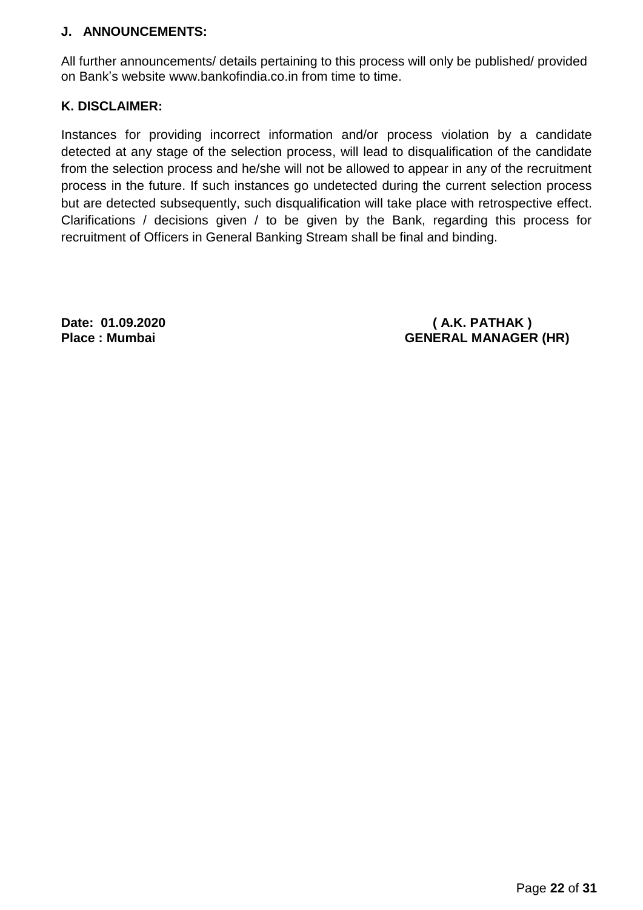## J. ANNOUNCEMENTS:

All further announcements/ details pertaining to this process will only be published/ provided on Bank's website www.bankofindia.co.in from time to time.

## K. DISCLAIMER:

Instances for providing incorrect information and/or process violation by a candidate detected at any stage of the selection process, will lead to disqualification of the candidate from the selection process and he/she will not be allowed to appear in any of the recruitment process in the future. If such instances go undetected during the current selection process but are detected subsequently, such disqualification will take place with retrospective effect. Clarifications / decisions given / to be given by the Bank, regarding this process for recruitment of Officers in General Banking Stream shall be final and binding.

**Date: 01.09.2020**
**Place : Mumbai**

**( A.K. PATHAK )**
**GENERAL MANAGER (HR)**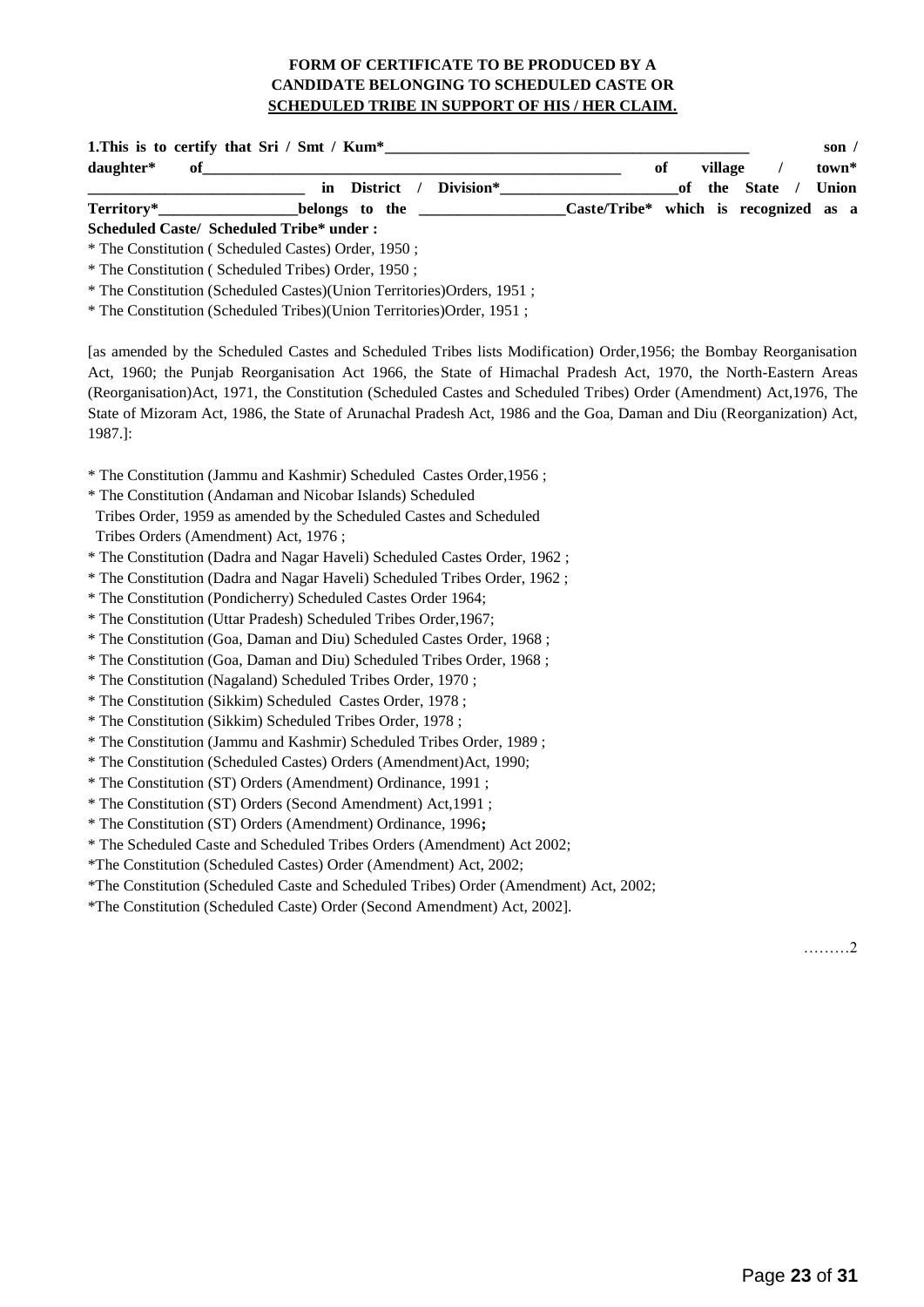**FORM OF CERTIFICATE TO BE PRODUCED BY A CANDIDATE BELONGING TO SCHEDULED CASTE OR SCHEDULED TRIBE IN SUPPORT OF HIS / HER CLAIM.**

**1.This is to certify that Sri / Smt / Kum*_____________________________________________ son / daughter* of___________________________________________________ of village / town* ___________________________ in District / Division*______________________of the State / Union Territory*__________________belongs to the __________________Caste/Tribe* which is recognized as a Scheduled Caste/ Scheduled Tribe* under :**

* The Constitution ( Scheduled Castes) Order, 1950 ;
* The Constitution ( Scheduled Tribes) Order, 1950 ;
* The Constitution (Scheduled Castes)(Union Territories)Orders, 1951 ;
* The Constitution (Scheduled Tribes)(Union Territories)Order, 1951 ;

[as amended by the Scheduled Castes and Scheduled Tribes lists Modification) Order,1956; the Bombay Reorganisation Act, 1960; the Punjab Reorganisation Act 1966, the State of Himachal Pradesh Act, 1970, the North-Eastern Areas (Reorganisation)Act, 1971, the Constitution (Scheduled Castes and Scheduled Tribes) Order (Amendment) Act,1976, The State of Mizoram Act, 1986, the State of Arunachal Pradesh Act, 1986 and the Goa, Daman and Diu (Reorganization) Act, 1987.]:

* The Constitution (Jammu and Kashmir) Scheduled Castes Order,1956 ;
* The Constitution (Andaman and Nicobar Islands) Scheduled Tribes Order, 1959 as amended by the Scheduled Castes and Scheduled Tribes Orders (Amendment) Act, 1976 ;
* The Constitution (Dadra and Nagar Haveli) Scheduled Castes Order, 1962 ;
* The Constitution (Dadra and Nagar Haveli) Scheduled Tribes Order, 1962 ;
* The Constitution (Pondicherry) Scheduled Castes Order 1964;
* The Constitution (Uttar Pradesh) Scheduled Tribes Order,1967;
* The Constitution (Goa, Daman and Diu) Scheduled Castes Order, 1968 ;
* The Constitution (Goa, Daman and Diu) Scheduled Tribes Order, 1968 ;
* The Constitution (Nagaland) Scheduled Tribes Order, 1970 ;
* The Constitution (Sikkim) Scheduled Castes Order, 1978 ;
* The Constitution (Sikkim) Scheduled Tribes Order, 1978 ;
* The Constitution (Jammu and Kashmir) Scheduled Tribes Order, 1989 ;
* The Constitution (Scheduled Castes) Orders (Amendment)Act, 1990;
* The Constitution (ST) Orders (Amendment) Ordinance, 1991 ;
* The Constitution (ST) Orders (Second Amendment) Act,1991 ;
* The Constitution (ST) Orders (Amendment) Ordinance, 1996**;**
* The Scheduled Caste and Scheduled Tribes Orders (Amendment) Act 2002;
*The Constitution (Scheduled Castes) Order (Amendment) Act, 2002;
*The Constitution (Scheduled Caste and Scheduled Tribes) Order (Amendment) Act, 2002;
*The Constitution (Scheduled Caste) Order (Second Amendment) Act, 2002].

………2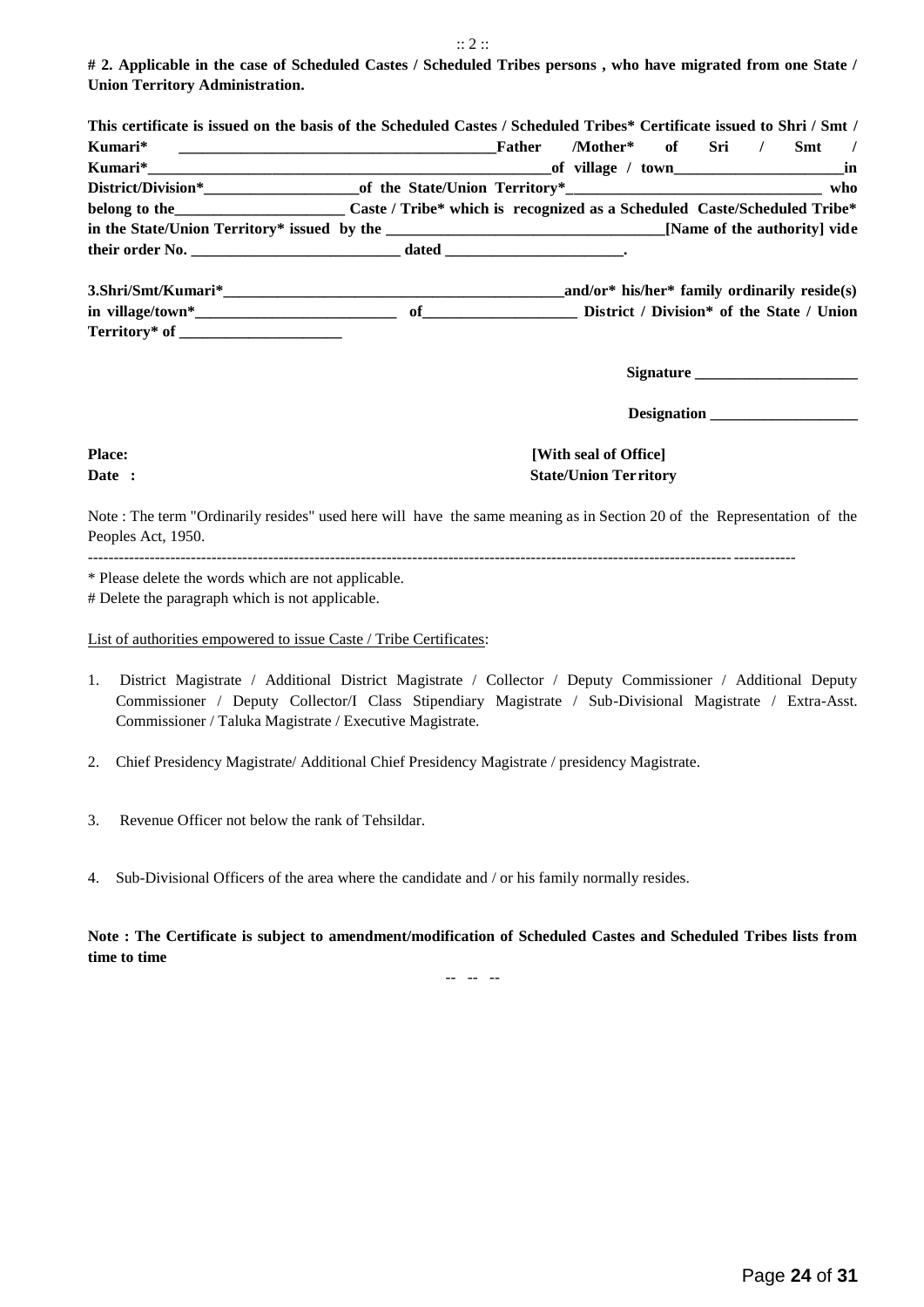**# 2. Applicable in the case of Scheduled Castes / Scheduled Tribes persons , who have migrated from one State / Union Territory Administration.**

**This certificate is issued on the basis of the Scheduled Castes / Scheduled Tribes* Certificate issued to Shri / Smt / Kumari* ______________________________________ Father /Mother* of Sri / Smt / Kumari*_______________________________________________ of village / town_____________________ in District/Division*___________________ of the State/Union Territory*______________________________ who belong to the_____________________ Caste / Tribe* which is recognized as a Scheduled Caste/Scheduled Tribe* in the State/Union Territory* issued by the __________________________________ [Name of the authority] vide their order No. _________________________ dated ______________________.**

**3.Shri/Smt/Kumari*___________________________________________ and/or* his/her* family ordinarily reside(s) in village/town*_________________________ of___________________ District / Division* of the State / Union Territory* of ____________________**

**Signature ____________________**

**Designation __________________**

**Place:**
**Date :**

**[With seal of Office]**
**State/Union Territory**

Note : The term "Ordinarily resides" used here will have the same meaning as in Section 20 of the Representation of the Peoples Act, 1950.

---

* Please delete the words which are not applicable.
# Delete the paragraph which is not applicable.

<u>List of authorities empowered to issue Caste / Tribe Certificates</u>:

1. District Magistrate / Additional District Magistrate / Collector / Deputy Commissioner / Additional Deputy Commissioner / Deputy Collector/I Class Stipendiary Magistrate / Sub-Divisional Magistrate / Extra-Asst. Commissioner / Taluka Magistrate / Executive Magistrate.

2. Chief Presidency Magistrate/ Additional Chief Presidency Magistrate / presidency Magistrate.

3. Revenue Officer not below the rank of Tehsildar.

4. Sub-Divisional Officers of the area where the candidate and / or his family normally resides.

**Note : The Certificate is subject to amendment/modification of Scheduled Castes and Scheduled Tribes lists from time to time**

-- -- --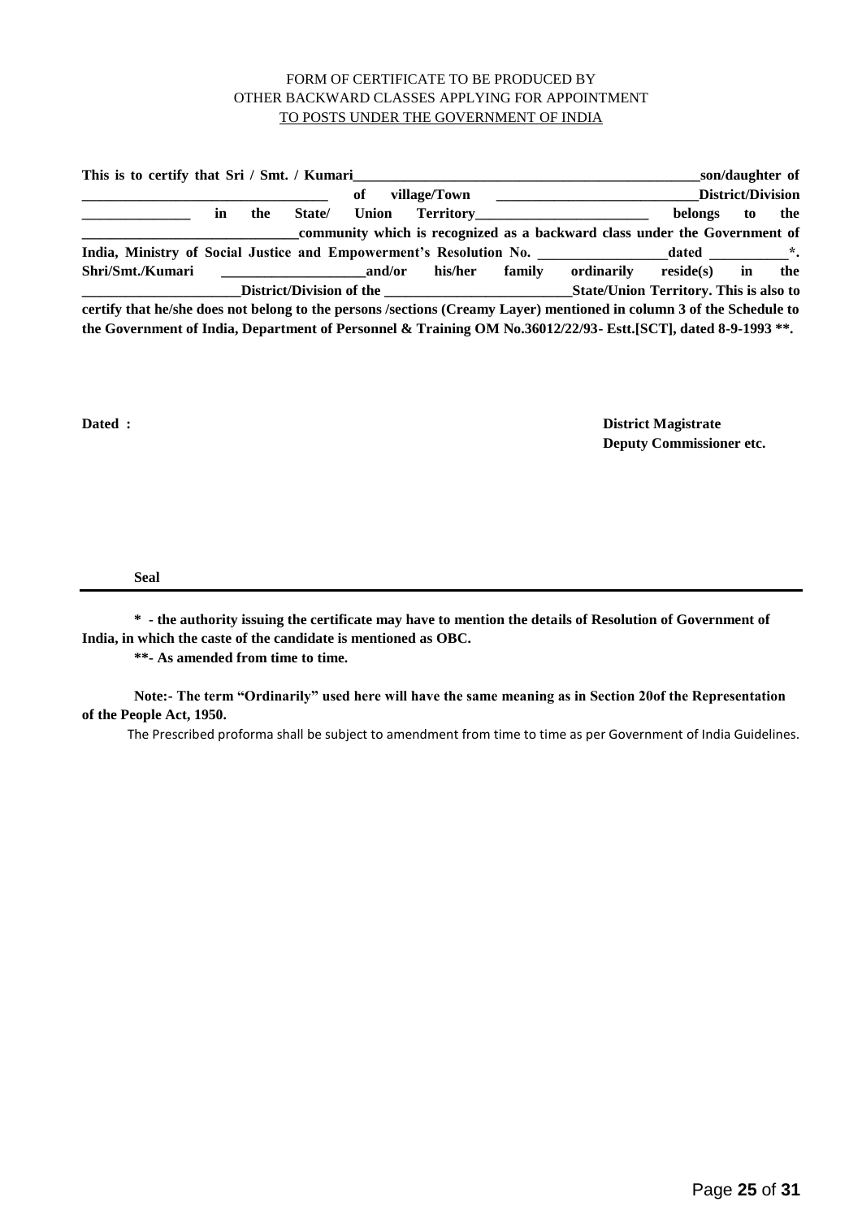FORM OF CERTIFICATE TO BE PRODUCED BY
OTHER BACKWARD CLASSES APPLYING FOR APPOINTMENT
TO POSTS UNDER THE GOVERNMENT OF INDIA

**This is to certify that Sri / Smt. / Kumari__________________________________________________son/daughter of ___________________________________ of village/Town _____________________________District/Division _______________ in the State/ Union Territory_________________________ belongs to the ______________________________community which is recognized as a backward class under the Government of India, Ministry of Social Justice and Empowerment's Resolution No. __________________dated ___________*. Shri/Smt./Kumari ____________________and/or his/her family ordinarily reside(s) in the ______________________District/Division of the ___________________________State/Union Territory. This is also to certify that he/she does not belong to the persons /sections (Creamy Layer) mentioned in column 3 of the Schedule to the Government of India, Department of Personnel & Training OM No.36012/22/93- Estt.[SCT], dated 8-9-1993 \*\*.**

**Dated :**

**District Magistrate**
**Deputy Commissioner etc.**

**Seal**

---

**\* - the authority issuing the certificate may have to mention the details of Resolution of Government of India, in which the caste of the candidate is mentioned as OBC.**

**\*\*- As amended from time to time.**

**Note:- The term "Ordinarily" used here will have the same meaning as in Section 20of the Representation of the People Act, 1950.**

The Prescribed proforma shall be subject to amendment from time to time as per Government of India Guidelines.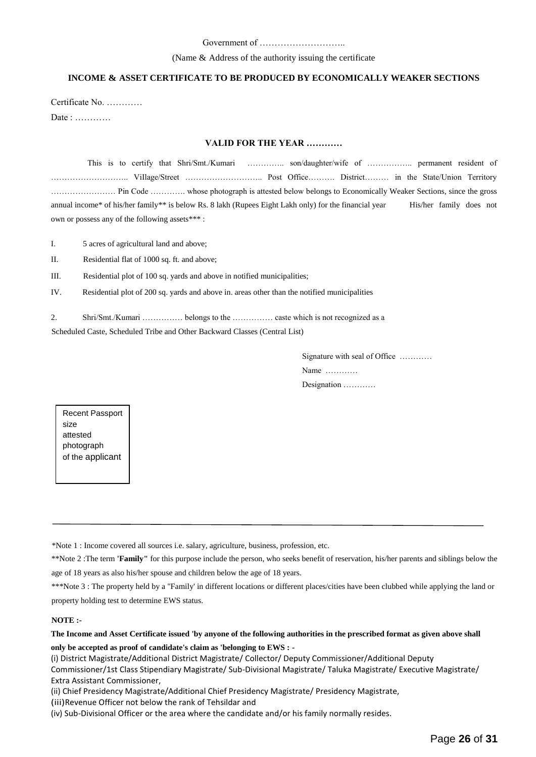Government of ………………………..

(Name & Address of the authority issuing the certificate

**INCOME & ASSET CERTIFICATE TO BE PRODUCED BY ECONOMICALLY WEAKER SECTIONS**

Certificate No. …………

Date : …………

**VALID FOR THE YEAR …………**

This is to certify that Shri/Smt./Kumari ………….. son/daughter/wife of …………….. permanent resident of ……………………….. ViIlage/Street ……………………….. Post Office………. District……… in the State/Union Territory …………………… Pin Code …………. whose photograph is attested below belongs to Economically Weaker Sections, since the gross annual income* of his/her family** is below Rs. 8 lakh (Rupees Eight Lakh only) for the financial year His/her family does not own or possess any of the following assets*** :

I. 5 acres of agricultural land and above;

II. Residential flat of 1000 sq. ft. and above;

III. Residential plot of 100 sq. yards and above in notified municipalities;

IV. Residential plot of 200 sq. yards and above in. areas other than the notified municipalities

2. Shri/Smt./Kumari …………… belongs to the …………… caste which is not recognized as a Scheduled Caste, Scheduled Tribe and Other Backward Classes (Central List)

Signature with seal of Office …………

Name …………

Designation …………

Recent Passport size attested photograph of the applicant

---

*Note 1 : Income covered all sources i.e. salary, agriculture, business, profession, etc.

**Note 2 :The term **'Family"** for this purpose include the person, who seeks benefit of reservation, his/her parents and siblings below the age of 18 years as also his/her spouse and children below the age of 18 years.

***Note 3 : The property held by a "Family' in different locations or different places/cities have been clubbed while applying the land or property holding test to determine EWS status.

**NOTE :-**

**The Income and Asset Certificate issued 'by anyone of the following authorities in the prescribed format as given above shall only be accepted as proof of candidate's claim as 'belonging to EWS : -**

(i) District Magistrate/Additional District Magistrate/ Collector/ Deputy Commissioner/Additional Deputy Commissioner/1st Class Stipendiary Magistrate/ Sub-Divisional Magistrate/ Taluka Magistrate/ Executive Magistrate/ Extra Assistant Commissioner,

(ii) Chief Presidency Magistrate/Additional Chief Presidency Magistrate/ Presidency Magistrate,

(iii)Revenue Officer not below the rank of Tehsildar and

(iv) Sub-Divisional Officer or the area where the candidate and/or his family normally resides.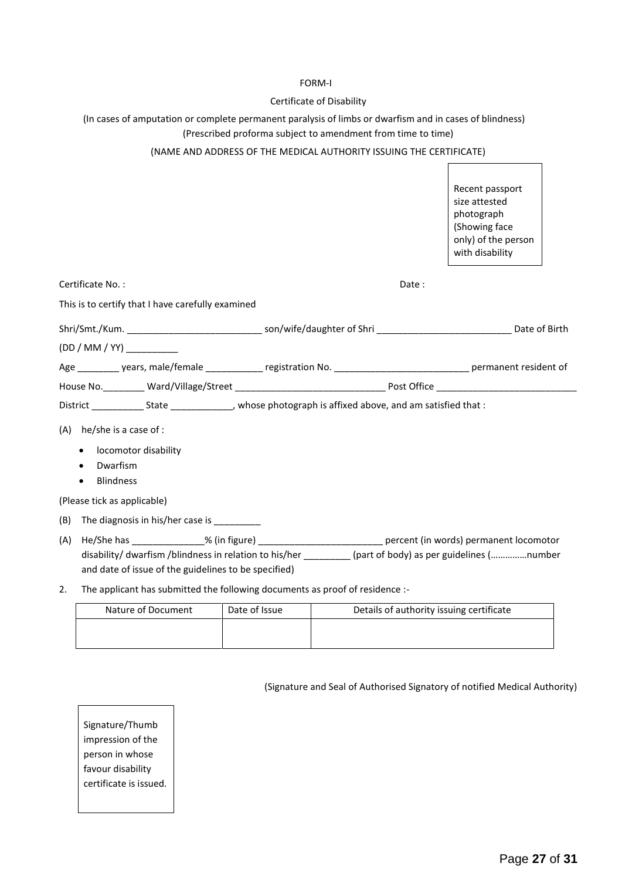FORM-I

Certificate of Disability

(In cases of amputation or complete permanent paralysis of limbs or dwarfism and in cases of blindness)
(Prescribed proforma subject to amendment from time to time)

(NAME AND ADDRESS OF THE MEDICAL AUTHORITY ISSUING THE CERTIFICATE)

| Recent passport size attested photograph (Showing face only) of the person with disability |
|---|

Certificate No. : Date :

This is to certify that I have carefully examined

Shri/Smt./Kum. __________________________ son/wife/daughter of Shri __________________________ Date of Birth (DD / MM / YY) __________

Age ________ years, male/female ___________ registration No. __________________________ permanent resident of House No.________ Ward/Village/Street ______________________________ Post Office ____________________________ District __________ State ____________, whose photograph is affixed above, and am satisfied that :

(A) he/she is a case of :

- locomotor disability
- Dwarfism
- Blindness

(Please tick as applicable)

(B) The diagnosis in his/her case is _________

(A) He/She has ______________% (in figure) ________________________ percent (in words) permanent locomotor disability/ dwarfism /blindness in relation to his/her _________ (part of body) as per guidelines (……………number and date of issue of the guidelines to be specified)

2. The applicant has submitted the following documents as proof of residence :-

| Nature of Document | Date of Issue | Details of authority issuing certificate |
|---|---|---|
| | | |

(Signature and Seal of Authorised Signatory of notified Medical Authority)

| Signature/Thumb impression of the person in whose favour disability certificate is issued. |
|---|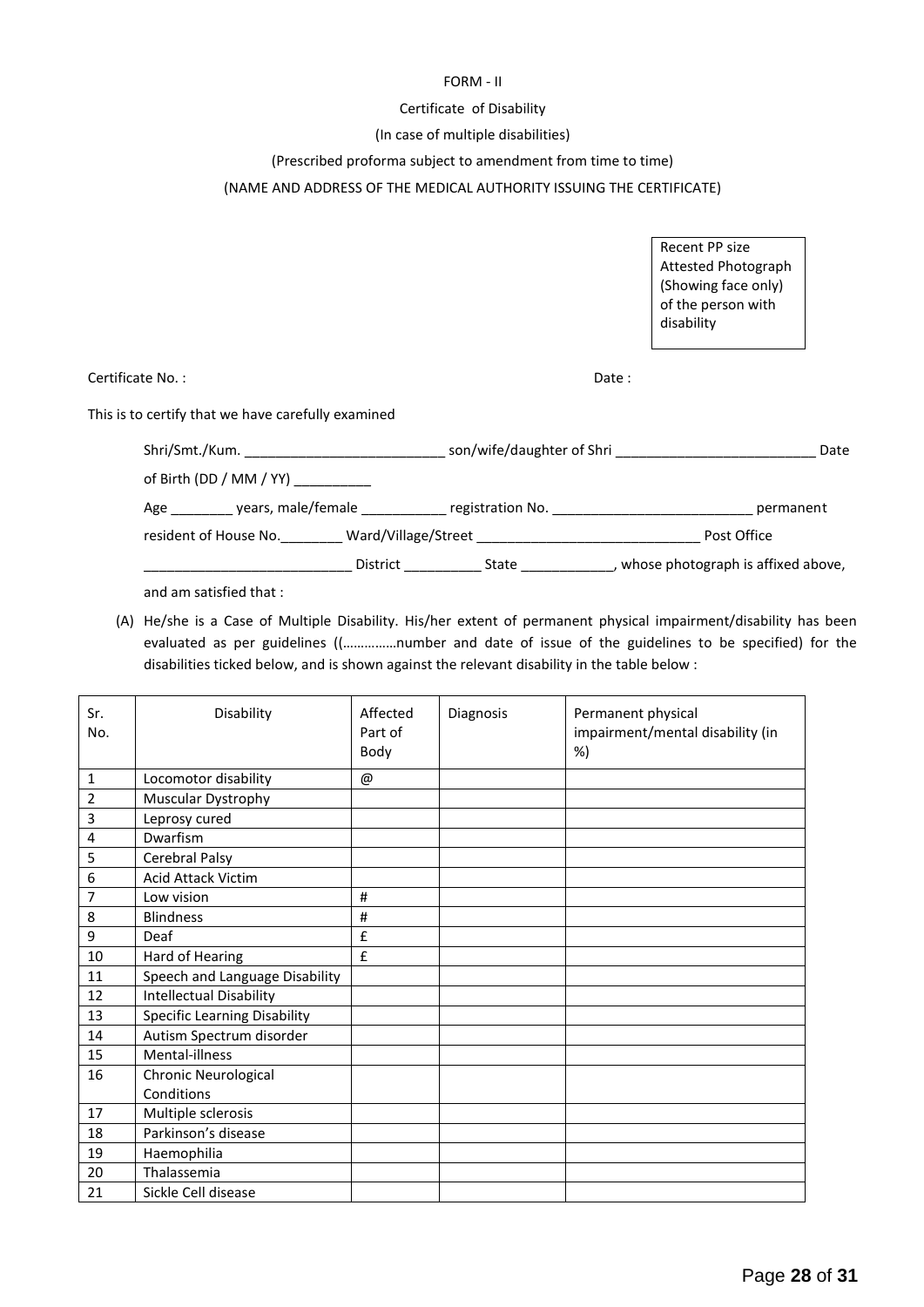FORM - II

Certificate of Disability

(In case of multiple disabilities)

(Prescribed proforma subject to amendment from time to time)

(NAME AND ADDRESS OF THE MEDICAL AUTHORITY ISSUING THE CERTIFICATE)

| Recent PP size Attested Photograph (Showing face only) of the person with disability |
|---|

Certificate No. : Date :

This is to certify that we have carefully examined

Shri/Smt./Kum. __________________________ son/wife/daughter of Shri __________________________ Date of Birth (DD / MM / YY) __________ Age ________ years, male/female ___________ registration No. __________________________ permanent resident of House No.________ Ward/Village/Street _____________________________ Post Office ___________________________ District __________ State ____________, whose photograph is affixed above, and am satisfied that :

(A) He/she is a Case of Multiple Disability. His/her extent of permanent physical impairment/disability has been evaluated as per guidelines ((……………number and date of issue of the guidelines to be specified) for the disabilities ticked below, and is shown against the relevant disability in the table below :

| Sr. No. | Disability | Affected Part of Body | Diagnosis | Permanent physical impairment/mental disability (in %) |
|---|---|---|---|---|
| 1 | Locomotor disability | @ | | |
| 2 | Muscular Dystrophy | | | |
| 3 | Leprosy cured | | | |
| 4 | Dwarfism | | | |
| 5 | Cerebral Palsy | | | |
| 6 | Acid Attack Victim | | | |
| 7 | Low vision | # | | |
| 8 | Blindness | # | | |
| 9 | Deaf | £ | | |
| 10 | Hard of Hearing | £ | | |
| 11 | Speech and Language Disability | | | |
| 12 | Intellectual Disability | | | |
| 13 | Specific Learning Disability | | | |
| 14 | Autism Spectrum disorder | | | |
| 15 | Mental-illness | | | |
| 16 | Chronic Neurological Conditions | | | |
| 17 | Multiple sclerosis | | | |
| 18 | Parkinson's disease | | | |
| 19 | Haemophilia | | | |
| 20 | Thalassemia | | | |
| 21 | Sickle Cell disease | | | |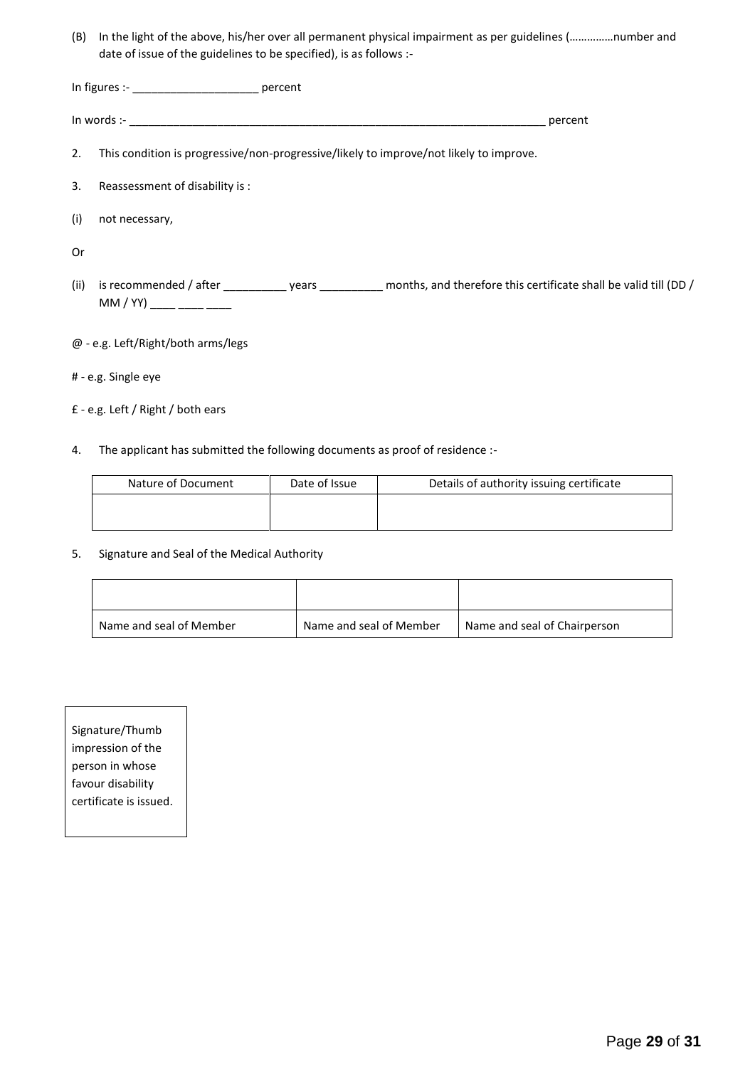(B) In the light of the above, his/her over all permanent physical impairment as per guidelines (……………number and date of issue of the guidelines to be specified), is as follows :-

In figures :- ____________________ percent

In words :- ______________________________________________________________________ percent

2. This condition is progressive/non-progressive/likely to improve/not likely to improve.

3. Reassessment of disability is :

(i) not necessary,

Or

(ii) is recommended / after __________ years __________ months, and therefore this certificate shall be valid till (DD / MM / YY) ____ ____ ____

@ - e.g. Left/Right/both arms/legs

# - e.g. Single eye

£ - e.g. Left / Right / both ears

4. The applicant has submitted the following documents as proof of residence :-

| Nature of Document | Date of Issue | Details of authority issuing certificate |
|---|---|---|
| | | |

5. Signature and Seal of the Medical Authority

| | | |
|---|---|---|
| Name and seal of Member | Name and seal of Member | Name and seal of Chairperson |

| Signature/Thumb impression of the person in whose favour disability certificate is issued. |
|---|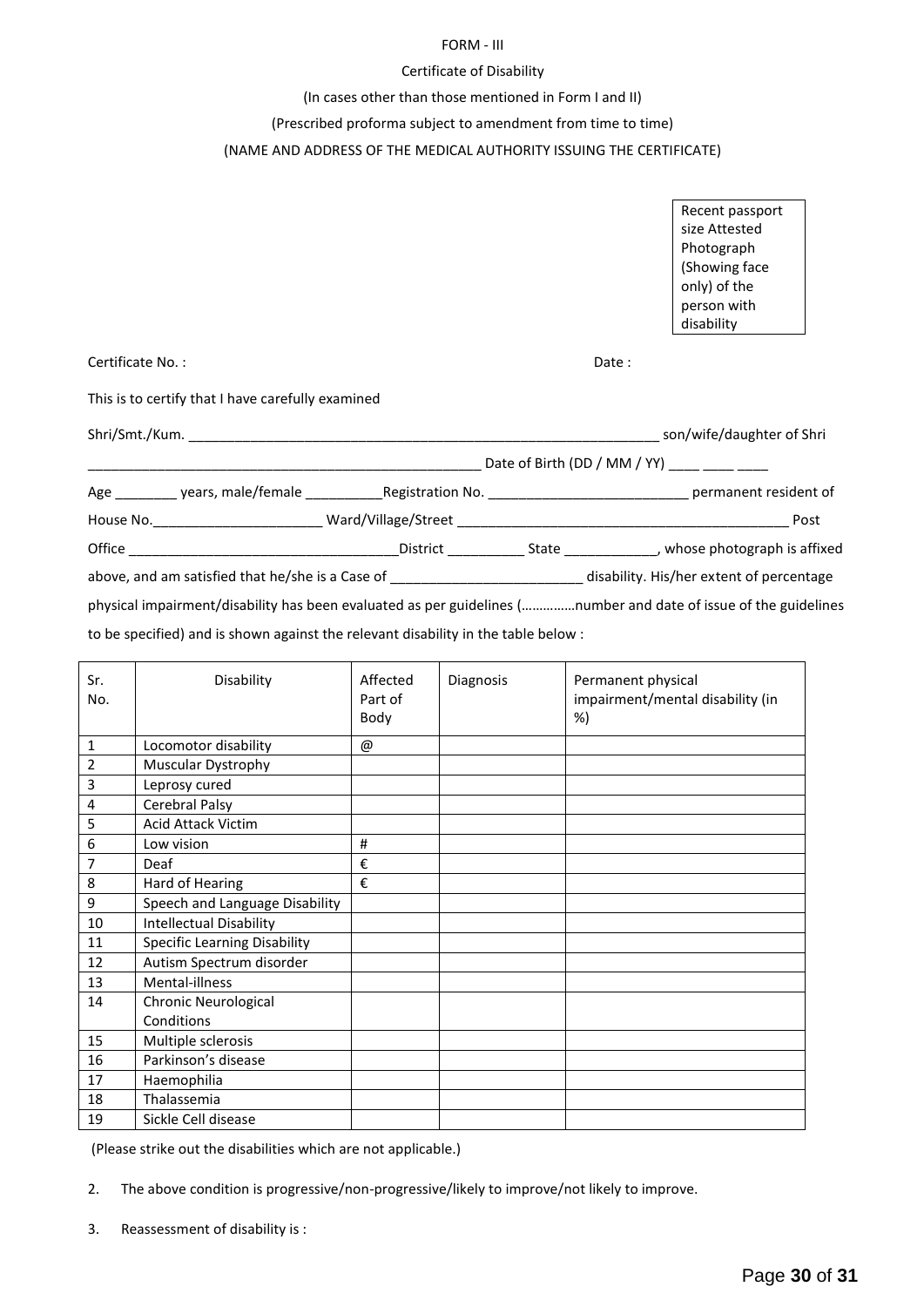FORM - III

Certificate of Disability

(In cases other than those mentioned in Form I and II)

(Prescribed proforma subject to amendment from time to time)

(NAME AND ADDRESS OF THE MEDICAL AUTHORITY ISSUING THE CERTIFICATE)

| Recent passport size Attested Photograph (Showing face only) of the person with disability |
|---|

Certificate No. : Date :

This is to certify that I have carefully examined

Shri/Smt./Kum. ______________________________________________________________ son/wife/daughter of Shri ________________________________________________ Date of Birth (DD / MM / YY) ____ ____ ____

Age ________ years, male/female __________Registration No. __________________________ permanent resident of House No.______________________ Ward/Village/Street ____________________________________________ Post Office ___________________________________District __________ State ____________, whose photograph is affixed above, and am satisfied that he/she is a Case of _________________________ disability. His/her extent of percentage physical impairment/disability has been evaluated as per guidelines (……………number and date of issue of the guidelines to be specified) and is shown against the relevant disability in the table below :

| Sr. No. | Disability | Affected Part of Body | Diagnosis | Permanent physical impairment/mental disability (in %) |
|---|---|---|---|---|
| 1 | Locomotor disability | @ | | |
| 2 | Muscular Dystrophy | | | |
| 3 | Leprosy cured | | | |
| 4 | Cerebral Palsy | | | |
| 5 | Acid Attack Victim | | | |
| 6 | Low vision | # | | |
| 7 | Deaf | € | | |
| 8 | Hard of Hearing | € | | |
| 9 | Speech and Language Disability | | | |
| 10 | Intellectual Disability | | | |
| 11 | Specific Learning Disability | | | |
| 12 | Autism Spectrum disorder | | | |
| 13 | Mental-illness | | | |
| 14 | Chronic Neurological Conditions | | | |
| 15 | Multiple sclerosis | | | |
| 16 | Parkinson's disease | | | |
| 17 | Haemophilia | | | |
| 18 | Thalassemia | | | |
| 19 | Sickle Cell disease | | | |

(Please strike out the disabilities which are not applicable.)

2. The above condition is progressive/non-progressive/likely to improve/not likely to improve.

3. Reassessment of disability is :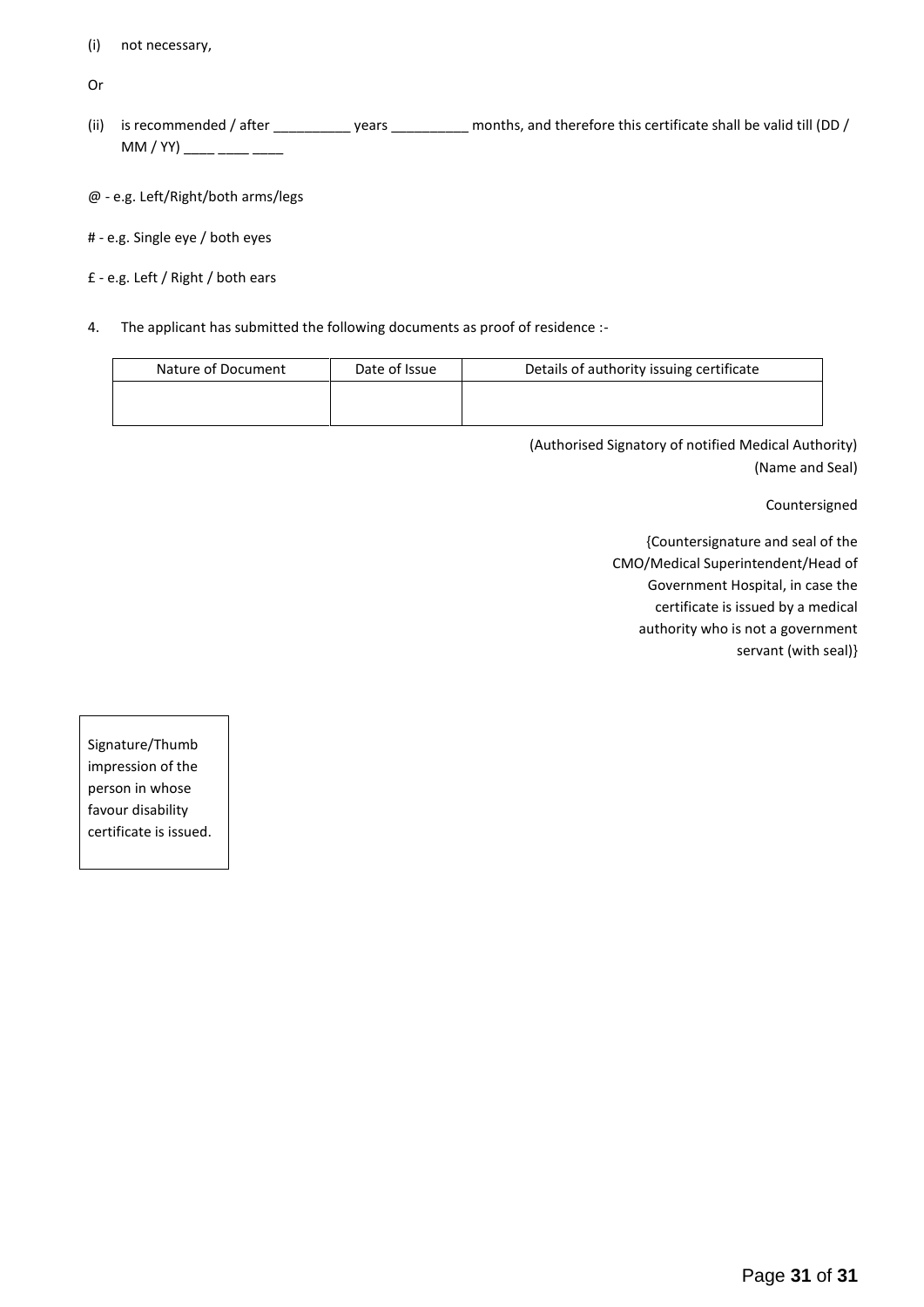(i) not necessary,

Or

(ii) is recommended / after __________ years __________ months, and therefore this certificate shall be valid till (DD / MM / YY) ____ ____ ____

@ - e.g. Left/Right/both arms/legs

# - e.g. Single eye / both eyes

£ - e.g. Left / Right / both ears

4. The applicant has submitted the following documents as proof of residence :-

| Nature of Document | Date of Issue | Details of authority issuing certificate |
|---|---|---|
| | | |

(Authorised Signatory of notified Medical Authority)
(Name and Seal)

Countersigned

{Countersignature and seal of the CMO/Medical Superintendent/Head of Government Hospital, in case the certificate is issued by a medical authority who is not a government servant (with seal)}

| Signature/Thumb impression of the person in whose favour disability certificate is issued. |
|---|